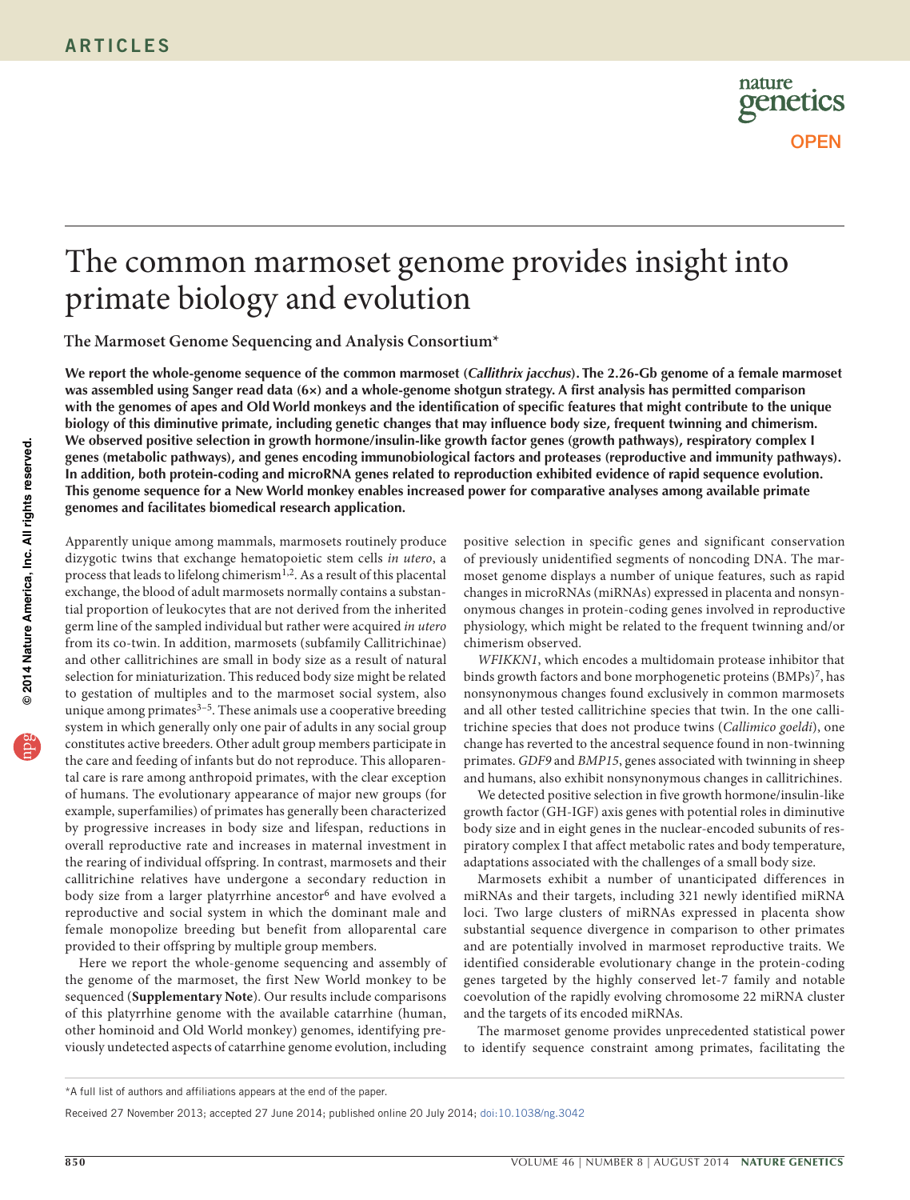# The common marmoset genome provides insight into primate biology and evolution

**The Marmoset Genome Sequencing and Analysis Consortium***

**We report the whole-genome sequence of the common marmoset (*Callithrix jacchus*). The 2.26-Gb genome of a female marmoset was assembled using Sanger read data (6×) and a whole-genome shotgun strategy. A first analysis has permitted comparison with the genomes of apes and Old World monkeys and the identification of specific features that might contribute to the unique biology of this diminutive primate, including genetic changes that may influence body size, frequent twinning and chimerism. We observed positive selection in growth hormone/insulin-like growth factor genes (growth pathways), respiratory complex I genes (metabolic pathways), and genes encoding immunobiological factors and proteases (reproductive and immunity pathways). In addition, both protein-coding and microRNA genes related to reproduction exhibited evidence of rapid sequence evolution. This genome sequence for a New World monkey enables increased power for comparative analyses among available primate genomes and facilitates biomedical research application.**

Apparently unique among mammals, marmosets routinely produce dizygotic twins that exchange hematopoietic stem cells *in utero*, a process that leads to lifelong chimerism[1,2]. As a result of this placental exchange, the blood of adult marmosets normally contains a substantial proportion of leukocytes that are not derived from the inherited germ line of the sampled individual but rather were acquired *in utero* from its co-twin. In addition, marmosets (subfamily Callitrichinae) and other callitrichines are small in body size as a result of natural selection for miniaturization. This reduced body size might be related to gestation of multiples and to the marmoset social system, also unique among primates[3–5]. These animals use a cooperative breeding system in which generally only one pair of adults in any social group constitutes active breeders. Other adult group members participate in the care and feeding of infants but do not reproduce. This alloparental care is rare among anthropoid primates, with the clear exception of humans. The evolutionary appearance of major new groups (for example, superfamilies) of primates has generally been characterized by progressive increases in body size and lifespan, reductions in overall reproductive rate and increases in maternal investment in the rearing of individual offspring. In contrast, marmosets and their callitrichine relatives have undergone a secondary reduction in body size from a larger platyrrhine ancestor[6] and have evolved a reproductive and social system in which the dominant male and female monopolize breeding but benefit from alloparental care provided to their offspring by multiple group members.

Here we report the whole-genome sequencing and assembly of the genome of the marmoset, the first New World monkey to be sequenced (**Supplementary Note**). Our results include comparisons of this platyrrhine genome with the available catarrhine (human, other hominoid and Old World monkey) genomes, identifying previously undetected aspects of catarrhine genome evolution, including positive selection in specific genes and significant conservation of previously unidentified segments of noncoding DNA. The marmoset genome displays a number of unique features, such as rapid changes in microRNAs (miRNAs) expressed in placenta and nonsynonymous changes in protein-coding genes involved in reproductive physiology, which might be related to the frequent twinning and/or chimerism observed.

*WFIKKN1*, which encodes a multidomain protease inhibitor that binds growth factors and bone morphogenetic proteins (BMPs)[7], has nonsynonymous changes found exclusively in common marmosets and all other tested callitrichine species that twin. In the one callitrichine species that does not produce twins (*Callimico goeldi*), one change has reverted to the ancestral sequence found in non-twinning primates. *GDF9* and *BMP15*, genes associated with twinning in sheep and humans, also exhibit nonsynonymous changes in callitrichines.

We detected positive selection in five growth hormone/insulin-like growth factor (GH-IGF) axis genes with potential roles in diminutive body size and in eight genes in the nuclear-encoded subunits of respiratory complex I that affect metabolic rates and body temperature, adaptations associated with the challenges of a small body size.

Marmosets exhibit a number of unanticipated differences in miRNAs and their targets, including 321 newly identified miRNA loci. Two large clusters of miRNAs expressed in placenta show substantial sequence divergence in comparison to other primates and are potentially involved in marmoset reproductive traits. We identified considerable evolutionary change in the protein-coding genes targeted by the highly conserved let-7 family and notable coevolution of the rapidly evolving chromosome 22 miRNA cluster and the targets of its encoded miRNAs.

The marmoset genome provides unprecedented statistical power to identify sequence constraint among primates, facilitating the

*A full list of authors and affiliations appears at the end of the paper.

Received 27 November 2013; accepted 27 June 2014; published online 20 July 2014; doi:10.1038/ng.3042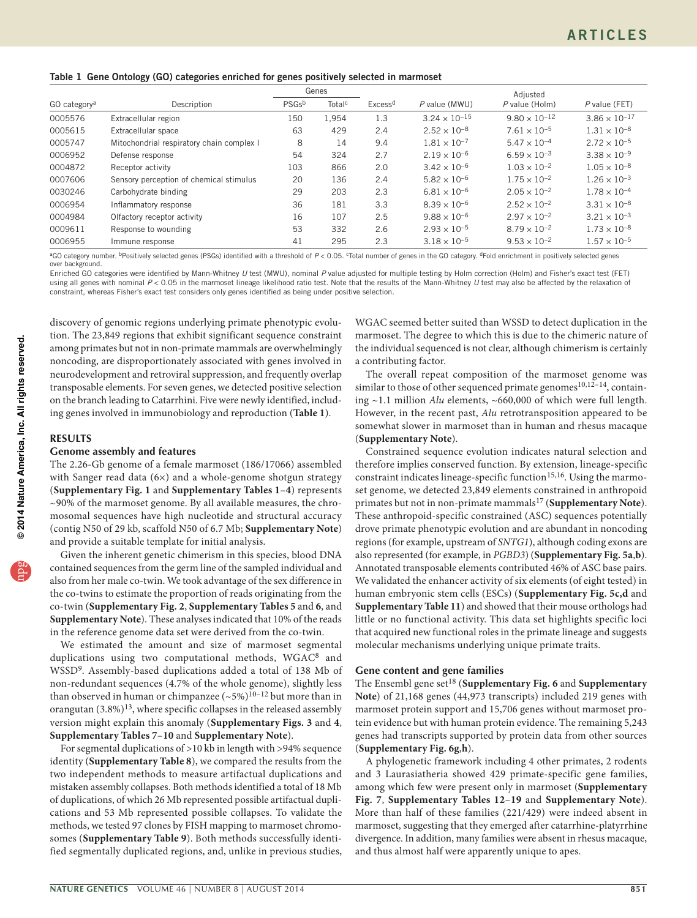**Table 1 Gene Ontology (GO) categories enriched for genes positively selected in marmoset**

| GO category[a] | Description | Genes | | Excess[d] | P value (MWU) | Adjusted P value (Holm) | P value (FET) |
|---|---|---|---|---|---|---|---|
| | | PSGs[b] | Total[c] | | | | |
| 0005576 | Extracellular region | 150 | 1,954 | 1.3 | $3.24 \times 10^{-15}$ | $9.80 \times 10^{-12}$ | $3.86 \times 10^{-17}$ |
| 0005615 | Extracellular space | 63 | 429 | 2.4 | $2.52 \times 10^{-8}$ | $7.61 \times 10^{-5}$ | $1.31 \times 10^{-8}$ |
| 0005747 | Mitochondrial respiratory chain complex I | 8 | 14 | 9.4 | $1.81 \times 10^{-7}$ | $5.47 \times 10^{-4}$ | $2.72 \times 10^{-5}$ |
| 0006952 | Defense response | 54 | 324 | 2.7 | $2.19 \times 10^{-6}$ | $6.59 \times 10^{-3}$ | $3.38 \times 10^{-9}$ |
| 0004872 | Receptor activity | 103 | 866 | 2.0 | $3.42 \times 10^{-6}$ | $1.03 \times 10^{-2}$ | $1.05 \times 10^{-8}$ |
| 0007606 | Sensory perception of chemical stimulus | 20 | 136 | 2.4 | $5.82 \times 10^{-6}$ | $1.75 \times 10^{-2}$ | $1.26 \times 10^{-3}$ |
| 0030246 | Carbohydrate binding | 29 | 203 | 2.3 | $6.81 \times 10^{-6}$ | $2.05 \times 10^{-2}$ | $1.78 \times 10^{-4}$ |
| 0006954 | Inflammatory response | 36 | 181 | 3.3 | $8.39 \times 10^{-6}$ | $2.52 \times 10^{-2}$ | $3.31 \times 10^{-8}$ |
| 0004984 | Olfactory receptor activity | 16 | 107 | 2.5 | $9.88 \times 10^{-6}$ | $2.97 \times 10^{-2}$ | $3.21 \times 10^{-3}$ |
| 0009611 | Response to wounding | 53 | 332 | 2.6 | $2.93 \times 10^{-5}$ | $8.79 \times 10^{-2}$ | $1.73 \times 10^{-8}$ |
| 0006955 | Immune response | 41 | 295 | 2.3 | $3.18 \times 10^{-5}$ | $9.53 \times 10^{-2}$ | $1.57 \times 10^{-5}$ |

[a]GO category number. [b]Positively selected genes (PSGs) identified with a threshold of $P < 0.05$. [c]Total number of genes in the GO category. [d]Fold enrichment in positively selected genes over background.

Enriched GO categories were identified by Mann-Whitney *U* test (MWU), nominal *P* value adjusted for multiple testing by Holm correction (Holm) and Fisher's exact test (FET) using all genes with nominal $P < 0.05$ in the marmoset lineage likelihood ratio test. Note that the results of the Mann-Whitney *U* test may also be affected by the relaxation of constraint, whereas Fisher's exact test considers only genes identified as being under positive selection.

discovery of genomic regions underlying primate phenotypic evolution. The 23,849 regions that exhibit significant sequence constraint among primates but not in non-primate mammals are overwhelmingly noncoding, are disproportionately associated with genes involved in neurodevelopment and retroviral suppression, and frequently overlap transposable elements. For seven genes, we detected positive selection on the branch leading to Catarrhini. Five were newly identified, including genes involved in immunobiology and reproduction (**Table 1**).

## RESULTS

### Genome assembly and features

The 2.26-Gb genome of a female marmoset (186/17066) assembled with Sanger read data (6×) and a whole-genome shotgun strategy (**Supplementary Fig. 1** and **Supplementary Tables 1–4**) represents ~90% of the marmoset genome. By all available measures, the chromosomal sequences have high nucleotide and structural accuracy (contig N50 of 29 kb, scaffold N50 of 6.7 Mb; **Supplementary Note**) and provide a suitable template for initial analysis.

Given the inherent genetic chimerism in this species, blood DNA contained sequences from the germ line of the sampled individual and also from her male co-twin. We took advantage of the sex difference in the co-twins to estimate the proportion of reads originating from the co-twin (**Supplementary Fig. 2**, **Supplementary Tables 5** and **6**, and **Supplementary Note**). These analyses indicated that 10% of the reads in the reference genome data set were derived from the co-twin.

We estimated the amount and size of marmoset segmental duplications using two computational methods, WGAC[8] and WSSD[9]. Assembly-based duplications added a total of 138 Mb of non-redundant sequences (4.7% of the whole genome), slightly less than observed in human or chimpanzee (~5%)[10–12] but more than in orangutan (3.8%)[13], where specific collapses in the released assembly version might explain this anomaly (**Supplementary Figs. 3** and **4**, **Supplementary Tables 7–10** and **Supplementary Note**).

For segmental duplications of >10 kb in length with >94% sequence identity (**Supplementary Table 8**), we compared the results from the two independent methods to measure artifactual duplications and mistaken assembly collapses. Both methods identified a total of 18 Mb of duplications, of which 26 Mb represented possible artifactual duplications and 53 Mb represented possible collapses. To validate the methods, we tested 97 clones by FISH mapping to marmoset chromosomes (**Supplementary Table 9**). Both methods successfully identified segmentally duplicated regions, and, unlike in previous studies, WGAC seemed better suited than WSSD to detect duplication in the marmoset. The degree to which this is due to the chimeric nature of the individual sequenced is not clear, although chimerism is certainly a contributing factor.

The overall repeat composition of the marmoset genome was similar to those of other sequenced primate genomes[10,12–14], containing ~1.1 million *Alu* elements, ~660,000 of which were full length. However, in the recent past, *Alu* retrotransposition appeared to be somewhat slower in marmoset than in human and rhesus macaque (**Supplementary Note**).

Constrained sequence evolution indicates natural selection and therefore implies conserved function. By extension, lineage-specific constraint indicates lineage-specific function[15,16]. Using the marmoset genome, we detected 23,849 elements constrained in anthropoid primates but not in non-primate mammals[17] (**Supplementary Note**). These anthropoid-specific constrained (ASC) sequences potentially drove primate phenotypic evolution and are abundant in noncoding regions (for example, upstream of *SNTG1*), although coding exons are also represented (for example, in *PGBD3*) (**Supplementary Fig. 5a**,**b**). Annotated transposable elements contributed 46% of ASC base pairs. We validated the enhancer activity of six elements (of eight tested) in human embryonic stem cells (ESCs) (**Supplementary Fig. 5c**,**d** and **Supplementary Table 11**) and showed that their mouse orthologs had little or no functional activity. This data set highlights specific loci that acquired new functional roles in the primate lineage and suggests molecular mechanisms underlying unique primate traits.

### Gene content and gene families

The Ensembl gene set[18] (**Supplementary Fig. 6** and **Supplementary Note**) of 21,168 genes (44,973 transcripts) included 219 genes with marmoset protein support and 15,706 genes without marmoset protein evidence but with human protein evidence. The remaining 5,243 genes had transcripts supported by protein data from other sources (**Supplementary Fig. 6g**,**h**).

A phylogenetic framework including 4 other primates, 2 rodents and 3 Laurasiatheria showed 429 primate-specific gene families, among which few were present only in marmoset (**Supplementary Fig. 7**, **Supplementary Tables 12–19** and **Supplementary Note**). More than half of these families (221/429) were indeed absent in marmoset, suggesting that they emerged after catarrhine-platyrrhine divergence. In addition, many families were absent in rhesus macaque, and thus almost half were apparently unique to apes.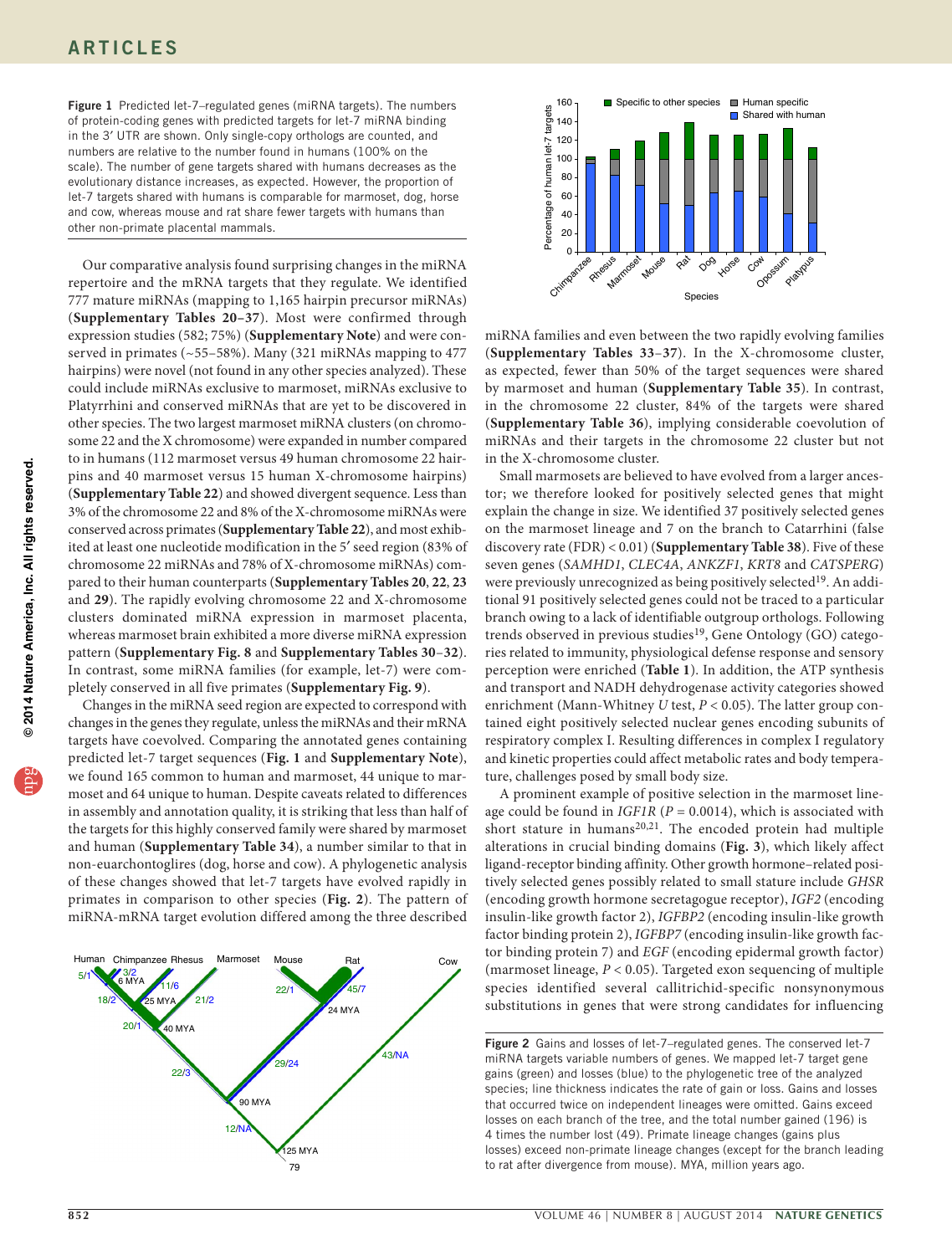**Figure 1** Predicted let-7–regulated genes (miRNA targets). The numbers of protein-coding genes with predicted targets for let-7 miRNA binding in the 3′ UTR are shown. Only single-copy orthologs are counted, and numbers are relative to the number found in humans (100% on the scale). The number of gene targets shared with humans decreases as the evolutionary distance increases, as expected. However, the proportion of let-7 targets shared with humans is comparable for marmoset, dog, horse and cow, whereas mouse and rat share fewer targets with humans than other non-primate placental mammals.

Our comparative analysis found surprising changes in the miRNA repertoire and the mRNA targets that they regulate. We identified 777 mature miRNAs (mapping to 1,165 hairpin precursor miRNAs) (**Supplementary Tables 20–37**). Most were confirmed through expression studies (582; 75%) (**Supplementary Note**) and were conserved in primates (~55–58%). Many (321 miRNAs mapping to 477 hairpins) were novel (not found in any other species analyzed). These could include miRNAs exclusive to marmoset, miRNAs exclusive to Platyrrhini and conserved miRNAs that are yet to be discovered in other species. The two largest marmoset miRNA clusters (on chromosome 22 and the X chromosome) were expanded in number compared to in humans (112 marmoset versus 49 human chromosome 22 hairpins and 40 marmoset versus 15 human X-chromosome hairpins) (**Supplementary Table 22**) and showed divergent sequence. Less than 3% of the chromosome 22 and 8% of the X-chromosome miRNAs were conserved across primates (**Supplementary Table 22**), and most exhibited at least one nucleotide modification in the 5′ seed region (83% of chromosome 22 miRNAs and 78% of X-chromosome miRNAs) compared to their human counterparts (**Supplementary Tables 20**, **22**, **23** and **29**). The rapidly evolving chromosome 22 and X-chromosome clusters dominated miRNA expression in marmoset placenta, whereas marmoset brain exhibited a more diverse miRNA expression pattern (**Supplementary Fig. 8** and **Supplementary Tables 30**–**32**). In contrast, some miRNA families (for example, let-7) were completely conserved in all five primates (**Supplementary Fig. 9**).

Changes in the miRNA seed region are expected to correspond with changes in the genes they regulate, unless the miRNAs and their mRNA targets have coevolved. Comparing the annotated genes containing predicted let-7 target sequences (**Fig. 1** and **Supplementary Note**), we found 165 common to human and marmoset, 44 unique to marmoset and 64 unique to human. Despite caveats related to differences in assembly and annotation quality, it is striking that less than half of the targets for this highly conserved family were shared by marmoset and human (**Supplementary Table 34**), a number similar to that in non-euarchontoglires (dog, horse and cow). A phylogenetic analysis of these changes showed that let-7 targets have evolved rapidly in primates in comparison to other species (**Fig. 2**). The pattern of miRNA-mRNA target evolution differed among the three described miRNA families and even between the two rapidly evolving families (**Supplementary Tables 33**–**37**). In the X-chromosome cluster, as expected, fewer than 50% of the target sequences were shared by marmoset and human (**Supplementary Table 35**). In contrast, in the chromosome 22 cluster, 84% of the targets were shared (**Supplementary Table 36**), implying considerable coevolution of miRNAs and their targets in the chromosome 22 cluster but not in the X-chromosome cluster.

Small marmosets are believed to have evolved from a larger ancestor; we therefore looked for positively selected genes that might explain the change in size. We identified 37 positively selected genes on the marmoset lineage and 7 on the branch to Catarrhini (false discovery rate (FDR) < 0.01) (**Supplementary Table 38**). Five of these seven genes (*SAMHD1*, *CLEC4A*, *ANKZF1*, *KRT8* and *CATSPERG*) were previously unrecognized as being positively selected[19]. An additional 91 positively selected genes could not be traced to a particular branch owing to a lack of identifiable outgroup orthologs. Following trends observed in previous studies[19], Gene Ontology (GO) categories related to immunity, physiological defense response and sensory perception were enriched (**Table 1**). In addition, the ATP synthesis and transport and NADH dehydrogenase activity categories showed enrichment (Mann-Whitney *U* test, $P < 0.05$). The latter group contained eight positively selected nuclear genes encoding subunits of respiratory complex I. Resulting differences in complex I regulatory and kinetic properties could affect metabolic rates and body temperature, challenges posed by small body size.

A prominent example of positive selection in the marmoset lineage could be found in *IGF1R* ($P = 0.0014$), which is associated with short stature in humans[20,21]. The encoded protein had multiple alterations in crucial binding domains (**Fig. 3**), which likely affect ligand-receptor binding affinity. Other growth hormone–related positively selected genes possibly related to small stature include *GHSR* (encoding growth hormone secretagogue receptor), *IGF2* (encoding insulin-like growth factor 2), *IGFBP2* (encoding insulin-like growth factor binding protein 2), *IGFBP7* (encoding insulin-like growth factor binding protein 7) and *EGF* (encoding epidermal growth factor) (marmoset lineage, $P < 0.05$). Targeted exon sequencing of multiple species identified several callitrichid-specific nonsynonymous substitutions in genes that were strong candidates for influencing

**Figure 2** Gains and losses of let-7–regulated genes. The conserved let-7 miRNA targets variable numbers of genes. We mapped let-7 target gene gains (green) and losses (blue) to the phylogenetic tree of the analyzed species; line thickness indicates the rate of gain or loss. Gains and losses that occurred twice on independent lineages were omitted. Gains exceed losses on each branch of the tree, and the total number gained (196) is 4 times the number lost (49). Primate lineage changes (gains plus losses) exceed non-primate lineage changes (except for the branch leading to rat after divergence from mouse). MYA, million years ago.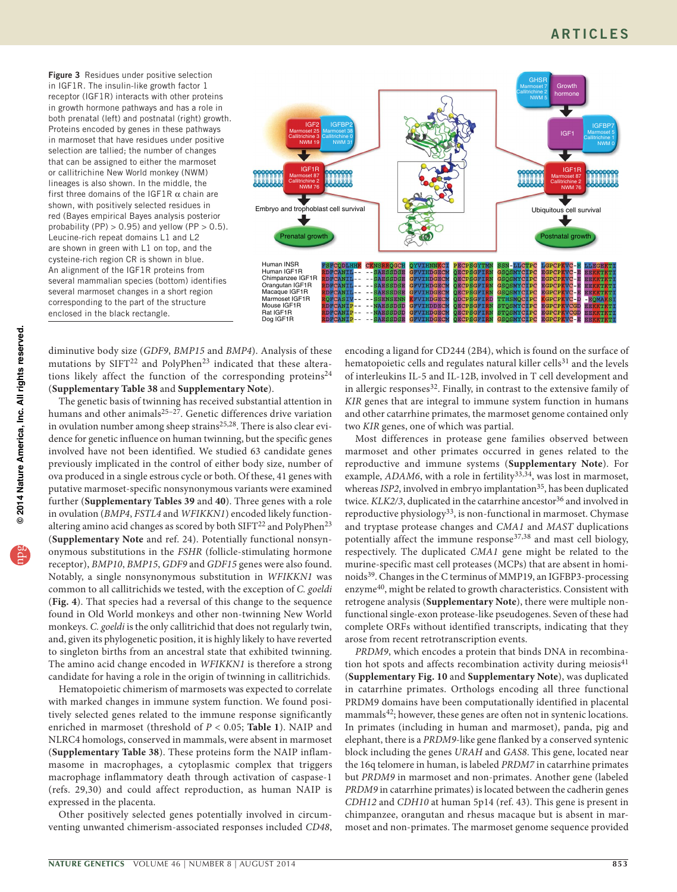**Figure 3** Residues under positive selection in IGF1R. The insulin-like growth factor 1 receptor (IGF1R) interacts with other proteins in growth hormone pathways and has a role in both prenatal (left) and postnatal (right) growth. Proteins encoded by genes in these pathways in marmoset that have residues under positive selection are tallied; the number of changes that can be assigned to either the marmoset or callitrichine New World monkey (NWM) lineages is also shown. In the middle, the first three domains of the IGF1R α chain are shown, with positively selected residues in red (Bayes empirical Bayes analysis posterior probability (PP) > 0.95) and yellow (PP > 0.5). Leucine-rich repeat domains L1 and L2 are shown in green with L1 on top, and the cysteine-rich region CR is shown in blue. An alignment of the IGF1R proteins from several mammalian species (bottom) identifies several marmoset changes in a short region corresponding to the part of the structure enclosed in the black rectangle.

diminutive body size (*GDF9*, *BMP15* and *BMP4*). Analysis of these mutations by SIFT[22] and PolyPhen[23] indicated that these alterations likely affect the function of the corresponding proteins[24] (**Supplementary Table 38** and **Supplementary Note**).

The genetic basis of twinning has received substantial attention in humans and other animals[25–27]. Genetic differences drive variation in ovulation number among sheep strains[25,28]. There is also clear evidence for genetic influence on human twinning, but the specific genes involved have not been identified. We studied 63 candidate genes previously implicated in the control of either body size, number of ova produced in a single estrous cycle or both. Of these, 41 genes with putative marmoset-specific nonsynonymous variants were examined further (**Supplementary Tables 39** and **40**). Three genes with a role in ovulation (*BMP4*, *FSTL4* and *WFIKKN1*) encoded likely function-altering amino acid changes as scored by both SIFT[22] and PolyPhen[23] (**Supplementary Note** and ref. 24). Potentially functional nonsynonymous substitutions in the *FSHR* (follicle-stimulating hormone receptor), *BMP10*, *BMP15*, *GDF9* and *GDF15* genes were also found. Notably, a single nonsynonymous substitution in *WFIKKN1* was common to all callitrichids we tested, with the exception of *C. goeldi* (**Fig. 4**). That species had a reversal of this change to the sequence found in Old World monkeys and other non-twinning New World monkeys. *C. goeldi* is the only callitrichid that does not regularly twin, and, given its phylogenetic position, it is highly likely to have reverted to singleton births from an ancestral state that exhibited twinning. The amino acid change encoded in *WFIKKN1* is therefore a strong candidate for having a role in the origin of twinning in callitrichids.

Hematopoietic chimerism of marmosets was expected to correlate with marked changes in immune system function. We found positively selected genes related to the immune response significantly enriched in marmoset (threshold of $P < 0.05$; **Table 1**). NAIP and NLRC4 homologs, conserved in mammals, were absent in marmoset (**Supplementary Table 38**). These proteins form the NAIP inflammasome in macrophages, a cytoplasmic complex that triggers macrophage inflammatory death through activation of caspase-1 (refs. 29,30) and could affect reproduction, as human NAIP is expressed in the placenta.

Other positively selected genes potentially involved in circumventing unwanted chimerism-associated responses included *CD48*, encoding a ligand for CD244 (2B4), which is found on the surface of hematopoietic cells and regulates natural killer cells[31] and the levels of interleukins IL-5 and IL-12B, involved in T cell development and in allergic responses[32]. Finally, in contrast to the extensive family of *KIR* genes that are integral to immune system function in humans and other catarrhine primates, the marmoset genome contained only two *KIR* genes, one of which was partial.

Most differences in protease gene families observed between marmoset and other primates occurred in genes related to the reproductive and immune systems (**Supplementary Note**). For example, *ADAM6*, with a role in fertility[33,34], was lost in marmoset, whereas *ISP2*, involved in embryo implantation[35], has been duplicated twice. *KLK2/3*, duplicated in the catarrhine ancestor[36] and involved in reproductive physiology[33], is non-functional in marmoset. Chymase and tryptase protease changes and *CMA1* and *MAST* duplications potentially affect the immune response[37,38] and mast cell biology, respectively. The duplicated *CMA1* gene might be related to the murine-specific mast cell proteases (MCPs) that are absent in hominoids[39]. Changes in the C terminus of MMP19, an IGFBP3-processing enzyme[40], might be related to growth characteristics. Consistent with retrogene analysis (**Supplementary Note**), there were multiple non-functional single-exon protease-like pseudogenes. Seven of these had complete ORFs without identified transcripts, indicating that they arose from recent retrotranscription events.

*PRDM9*, which encodes a protein that binds DNA in recombination hot spots and affects recombination activity during meiosis[41] (**Supplementary Fig. 10** and **Supplementary Note**), was duplicated in catarrhine primates. Orthologs encoding all three functional PRDM9 domains have been computationally identified in placental mammals[42]; however, these genes are often not in syntenic locations. In primates (including in human and marmoset), panda, pig and elephant, there is a *PRDM9*-like gene flanked by a conserved syntenic block including the genes *URAH* and *GAS8*. This gene, located near the 16q telomere in human, is labeled *PRDM7* in catarrhine primates but *PRDM9* in marmoset and non-primates. Another gene (labeled *PRDM9* in catarrhine primates) is located between the cadherin genes *CDH12* and *CDH10* at human 5p14 (ref. 43). This gene is present in chimpanzee, orangutan and rhesus macaque but is absent in marmoset and non-primates. The marmoset genome sequence provided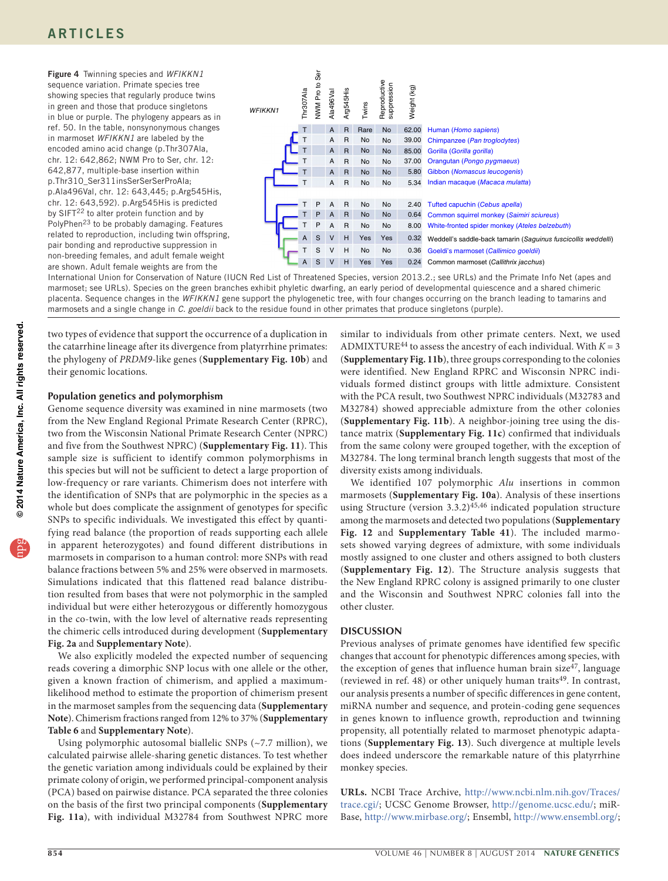**Figure 4** Twinning species and *WFIKKN1* sequence variation. Primate species tree showing species that regularly produce twins in green and those that produce singletons in blue or purple. The phylogeny appears as in ref. 50. In the table, nonsynonymous changes in marmoset *WFIKKN1* are labeled by the encoded amino acid change (p.Thr307Ala, chr. 12: 642,862; NWM Pro to Ser, chr. 12: 642,877, multiple-base insertion within p.Thr310_Ser311insSerSerSerProAla; p.Ala496Val, chr. 12: 643,445; p.Arg545His, chr. 12: 643,592). p.Arg545His is predicted by SIFT[22] to alter protein function and by PolyPhen[23] to be probably damaging. Features related to reproduction, including twin offspring, pair bonding and reproductive suppression in non-breeding females, and adult female weight are shown. Adult female weights are from the International Union for Conservation of Nature (IUCN Red List of Threatened Species, version 2013.2.; see URLs) and the Primate Info Net (apes and marmoset; see URLs). Species on the green branches exhibit phyletic dwarfing, an early period of developmental quiescence and a shared chimeric placenta. Sequence changes in the *WFIKKN1* gene support the phylogenetic tree, with four changes occurring on the branch leading to tamarins and marmosets and a single change in *C. goeldii* back to the residue found in other primates that produce singletons (purple).

| *WFIKKN1* | Thr307Ala | NWM Pro to Ser | Ala496Val | Arg545His | Twins | Reproductive suppression | Weight (kg) |
|---|---|---|---|---|---|---|---|
| Human (*Homo sapiens*) | T | | A | R | Rare | No | 62.00 |
| Chimpanzee (*Pan troglodytes*) | T | | A | R | No | No | 39.00 |
| Gorilla (*Gorilla gorilla*) | T | | A | R | No | No | 85.00 |
| Orangutan (*Pongo pygmaeus*) | T | | A | R | No | No | 37.00 |
| Gibbon (*Nomascus leucogenis*) | T | | A | R | No | No | 5.80 |
| Indian macaque (*Macaca mulatta*) | T | | A | R | No | No | 5.34 |
| Tufted capuchin (*Cebus apella*) | T | P | A | R | No | No | 2.40 |
| Common squirrel monkey (*Saimiri sciureus*) | T | P | A | R | No | No | 0.64 |
| White-fronted spider monkey (*Ateles belzebuth*) | T | P | A | R | No | No | 8.00 |
| Weddell's saddle-back tamarin (*Saguinus fuscicollis weddelli*) | A | S | V | H | Yes | Yes | 0.32 |
| Goeldi's marmoset (*Callimico goeldii*) | T | S | V | H | No | No | 0.36 |
| Common marmoset (*Callithrix jacchus*) | A | S | V | H | Yes | Yes | 0.24 |

two types of evidence that support the occurrence of a duplication in the catarrhine lineage after its divergence from platyrrhine primates: the phylogeny of *PRDM9*-like genes (**Supplementary Fig. 10b**) and their genomic locations.

### Population genetics and polymorphism

Genome sequence diversity was examined in nine marmosets (two from the New England Regional Primate Research Center (RPRC), two from the Wisconsin National Primate Research Center (NPRC) and five from the Southwest NPRC) (**Supplementary Fig. 11**). This sample size is sufficient to identify common polymorphisms in this species but will not be sufficient to detect a large proportion of low-frequency or rare variants. Chimerism does not interfere with the identification of SNPs that are polymorphic in the species as a whole but does complicate the assignment of genotypes for specific SNPs to specific individuals. We investigated this effect by quantifying read balance (the proportion of reads supporting each allele in apparent heterozygotes) and found different distributions in marmosets in comparison to a human control: more SNPs with read balance fractions between 5% and 25% were observed in marmosets. Simulations indicated that this flattened read balance distribution resulted from bases that were not polymorphic in the sampled individual but were either heterozygous or differently homozygous in the co-twin, with the low level of alternative reads representing the chimeric cells introduced during development (**Supplementary Fig. 2a** and **Supplementary Note**).

We also explicitly modeled the expected number of sequencing reads covering a dimorphic SNP locus with one allele or the other, given a known fraction of chimerism, and applied a maximum-likelihood method to estimate the proportion of chimerism present in the marmoset samples from the sequencing data (**Supplementary Note**). Chimerism fractions ranged from 12% to 37% (**Supplementary Table 6** and **Supplementary Note**).

Using polymorphic autosomal biallelic SNPs (~7.7 million), we calculated pairwise allele-sharing genetic distances. To test whether the genetic variation among individuals could be explained by their primate colony of origin, we performed principal-component analysis (PCA) based on pairwise distance. PCA separated the three colonies on the basis of the first two principal components (**Supplementary Fig. 11a**), with individual M32784 from Southwest NPRC more similar to individuals from other primate centers. Next, we used ADMIXTURE[44] to assess the ancestry of each individual. With $K = 3$ (**Supplementary Fig. 11b**), three groups corresponding to the colonies were identified. New England RPRC and Wisconsin NPRC individuals formed distinct groups with little admixture. Consistent with the PCA result, two Southwest NPRC individuals (M32783 and M32784) showed appreciable admixture from the other colonies (**Supplementary Fig. 11b**). A neighbor-joining tree using the distance matrix (**Supplementary Fig. 11c**) confirmed that individuals from the same colony were grouped together, with the exception of M32784. The long terminal branch length suggests that most of the diversity exists among individuals.

We identified 107 polymorphic *Alu* insertions in common marmosets (**Supplementary Fig. 10a**). Analysis of these insertions using Structure (version 3.3.2)[45,46] indicated population structure among the marmosets and detected two populations (**Supplementary Fig. 12** and **Supplementary Table 41**). The included marmosets showed varying degrees of admixture, with some individuals mostly assigned to one cluster and others assigned to both clusters (**Supplementary Fig. 12**). The Structure analysis suggests that the New England RPRC colony is assigned primarily to one cluster and the Wisconsin and Southwest NPRC colonies fall into the other cluster.

## DISCUSSION

Previous analyses of primate genomes have identified few specific changes that account for phenotypic differences among species, with the exception of genes that influence human brain size[47], language (reviewed in ref. 48) or other uniquely human traits[49]. In contrast, our analysis presents a number of specific differences in gene content, miRNA number and sequence, and protein-coding gene sequences in genes known to influence growth, reproduction and twinning propensity, all potentially related to marmoset phenotypic adaptations (**Supplementary Fig. 13**). Such divergence at multiple levels does indeed underscore the remarkable nature of this platyrrhine monkey species.

**URLs.** NCBI Trace Archive, http://www.ncbi.nlm.nih.gov/Traces/trace.cgi/; UCSC Genome Browser, http://genome.ucsc.edu/; miRBase, http://www.mirbase.org/; Ensembl, http://www.ensembl.org/;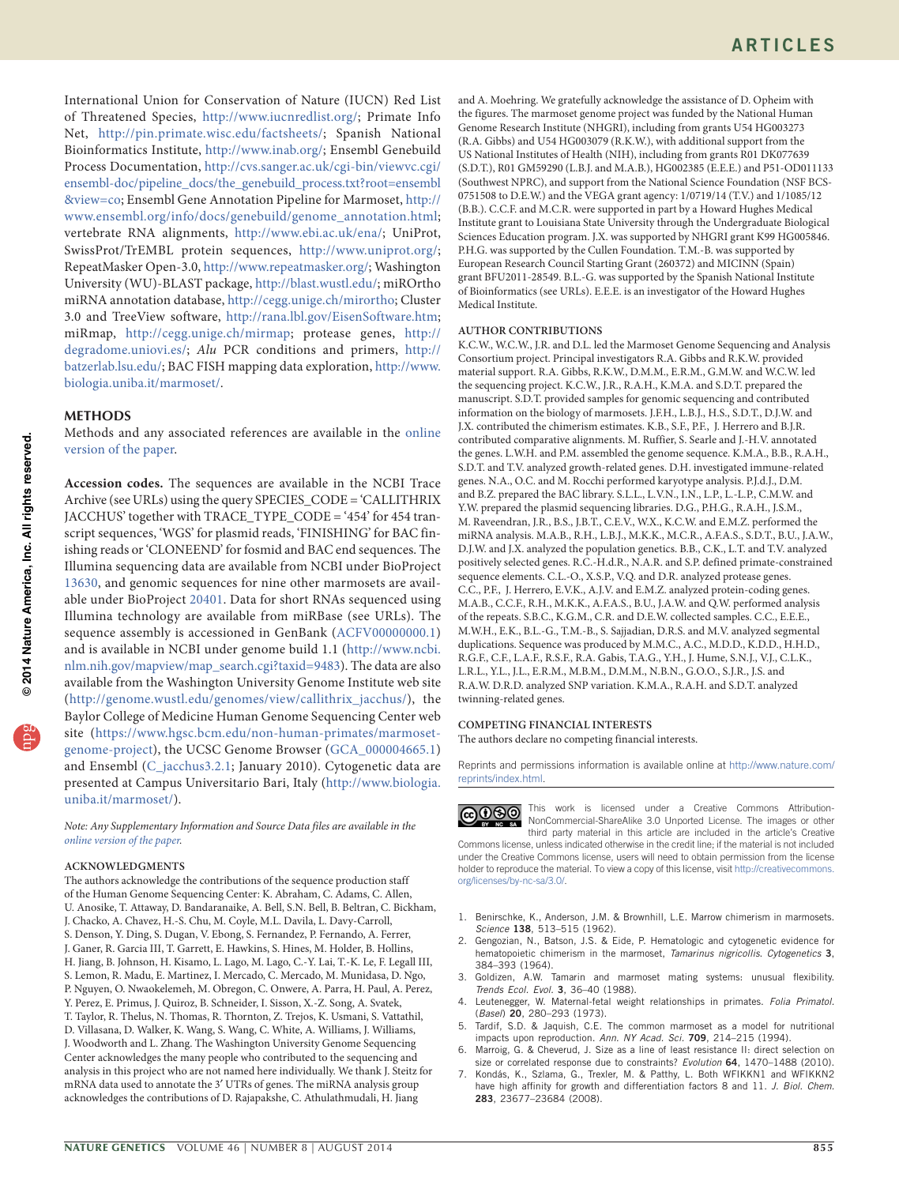International Union for Conservation of Nature (IUCN) Red List of Threatened Species, http://www.iucnredlist.org/; Primate Info Net, http://pin.primate.wisc.edu/factsheets/; Spanish National Bioinformatics Institute, http://www.inab.org/; Ensembl Genebuild Process Documentation, http://cvs.sanger.ac.uk/cgi-bin/viewvc.cgi/ensembl-doc/pipeline_docs/the_genebuild_process.txt?root=ensembl&view=co; Ensembl Gene Annotation Pipeline for Marmoset, http://www.ensembl.org/info/docs/genebuild/genome_annotation.html; vertebrate RNA alignments, http://www.ebi.ac.uk/ena/; UniProt, SwissProt/TrEMBL protein sequences, http://www.uniprot.org/; RepeatMasker Open-3.0, http://www.repeatmasker.org/; Washington University (WU)-BLAST package, http://blast.wustl.edu/; miROrtho miRNA annotation database, http://cegg.unige.ch/mirortho; Cluster 3.0 and TreeView software, http://rana.lbl.gov/EisenSoftware.htm; miRmap, http://cegg.unige.ch/mirmap; protease genes, http://degradome.uniovi.es/; *Alu* PCR conditions and primers, http://batzerlab.lsu.edu/; BAC FISH mapping data exploration, http://www.biologia.uniba.it/marmoset/.

## METHODS

Methods and any associated references are available in the online version of the paper.

**Accession codes.** The sequences are available in the NCBI Trace Archive (see URLs) using the query SPECIES_CODE = 'CALLITHRIX JACCHUS' together with TRACE_TYPE_CODE = '454' for 454 transcript sequences, 'WGS' for plasmid reads, 'FINISHING' for BAC finishing reads or 'CLONEEND' for fosmid and BAC end sequences. The Illumina sequencing data are available from NCBI under BioProject 13630, and genomic sequences for nine other marmosets are available under BioProject 20401. Data for short RNAs sequenced using Illumina technology are available from miRBase (see URLs). The sequence assembly is accessioned in GenBank (ACFV00000000.1) and is available in NCBI under genome build 1.1 (http://www.ncbi.nlm.nih.gov/mapview/map_search.cgi?taxid=9483). The data are also available from the Washington University Genome Institute web site (http://genome.wustl.edu/genomes/view/callithrix_jacchus/), the Baylor College of Medicine Human Genome Sequencing Center web site (https://www.hgsc.bcm.edu/non-human-primates/marmoset-genome-project), the UCSC Genome Browser (GCA_000004665.1) and Ensembl (C_jacchus3.2.1; January 2010). Cytogenetic data are presented at Campus Universitario Bari, Italy (http://www.biologia.uniba.it/marmoset/).

*Note: Any Supplementary Information and Source Data files are available in the online version of the paper.*

### ACKNOWLEDGMENTS

The authors acknowledge the contributions of the sequence production staff of the Human Genome Sequencing Center: K. Abraham, C. Adams, C. Allen, U. Anosike, T. Attaway, D. Bandaranaike, A. Bell, S.N. Bell, B. Beltran, C. Bickham, J. Chacko, A. Chavez, H.-S. Chu, M. Coyle, M.L. Davila, L. Davy-Carroll, S. Denson, Y. Ding, S. Dugan, V. Ebong, S. Fernandez, P. Fernando, A. Ferrer, J. Ganer, R. Garcia III, T. Garrett, E. Hawkins, S. Hines, M. Holder, B. Hollins, H. Jiang, B. Johnson, H. Kisamo, L. Lago, M. Lago, C.-Y. Lai, T.-K. Le, F. Legall III, S. Lemon, R. Madu, E. Martinez, I. Mercado, C. Mercado, M. Munidasa, D. Ngo, P. Nguyen, O. Nwaokelemeh, M. Obregon, C. Onwere, A. Parra, H. Paul, A. Perez, Y. Perez, E. Primus, J. Quiroz, B. Schneider, I. Sisson, X.-Z. Song, A. Svatek, T. Taylor, R. Thelus, N. Thomas, R. Thornton, Z. Trejos, K. Usmani, S. Vattathil, D. Villasana, D. Walker, K. Wang, S. Wang, C. White, A. Williams, J. Williams, J. Woodworth and L. Zhang. The Washington University Genome Sequencing Center acknowledges the many people who contributed to the sequencing and analysis in this project who are not named here individually. We thank J. Steitz for mRNA data used to annotate the 3′ UTRs of genes. The miRNA analysis group acknowledges the contributions of D. Rajapakshe, C. Athulathmudali, H. Jiang and A. Moehring. We gratefully acknowledge the assistance of D. Opheim with the figures. The marmoset genome project was funded by the National Human Genome Research Institute (NHGRI), including from grants U54 HG003273 (R.A. Gibbs) and U54 HG003079 (R.K.W.), with additional support from the US National Institutes of Health (NIH), including from grants R01 DK077639 (S.D.T.), R01 GM59290 (L.B.J. and M.A.B.), HG002385 (E.E.E.) and P51-OD011133 (Southwest NPRC), and support from the National Science Foundation (NSF BCS-0751508 to D.E.W.) and the VEGA grant agency: 1/0719/14 (T.V.) and 1/1085/12 (B.B.). C.C.F. and M.C.R. were supported in part by a Howard Hughes Medical Institute grant to Louisiana State University through the Undergraduate Biological Sciences Education program. J.X. was supported by NHGRI grant K99 HG005846. P.H.G. was supported by the Cullen Foundation. T.M.-B. was supported by European Research Council Starting Grant (260372) and MICINN (Spain) grant BFU2011-28549. B.L.-G. was supported by the Spanish National Institute of Bioinformatics (see URLs). E.E.E. is an investigator of the Howard Hughes Medical Institute.

### AUTHOR CONTRIBUTIONS

K.C.W., W.C.W., J.R. and D.L. led the Marmoset Genome Sequencing and Analysis Consortium project. Principal investigators R.A. Gibbs and R.K.W. provided material support. R.A. Gibbs, R.K.W., D.M.M., E.R.M., G.M.W. and W.C.W. led the sequencing project. K.C.W., J.R., R.A.H., K.M.A. and S.D.T. prepared the manuscript. S.D.T. provided samples for genomic sequencing and contributed information on the biology of marmosets. J.F.H., L.B.J., H.S., S.D.T., D.J.W. and J.X. contributed the chimerism estimates. K.B., S.F., P.F., J. Herrero and B.J.R. contributed comparative alignments. M. Ruffier, S. Searle and J.-H.V. annotated the genes. L.W.H. and P.M. assembled the genome sequence. K.M.A., B.B., R.A.H., S.D.T. and T.V. analyzed growth-related genes. D.H. investigated immune-related genes. N.A., O.C. and M. Rocchi performed karyotype analysis. P.J.d.J., D.M. and B.Z. prepared the BAC library. S.L.L., L.V.N., I.N., L.P., L.-L.P., C.M.W. and Y.W. prepared the plasmid sequencing libraries. D.G., P.H.G., R.A.H., J.S.M., M. Raveendran, J.R., B.S., J.B.T., C.E.V., W.X., K.C.W. and E.M.Z. performed the miRNA analysis. M.A.B., R.H., L.B.J., M.K.K., M.C.R., A.F.A.S., S.D.T., B.U., J.A.W., D.J.W. and J.X. analyzed the population genetics. B.B., C.K., L.T. and T.V. analyzed positively selected genes. R.C.-H.d.R., N.A.R. and S.P. defined primate-constrained sequence elements. C.L.-O., X.S.P., V.Q. and D.R. analyzed protease genes. C.C., P.F., J. Herrero, E.V.K., A.J.V. and E.M.Z. analyzed protein-coding genes. M.A.B., C.C.F., R.H., M.K.K., A.F.A.S., B.U., J.A.W. and Q.W. performed analysis of the repeats. S.B.C., K.G.M., C.R. and D.E.W. collected samples. C.C., E.E.E., M.W.H., E.K., B.L.-G., T.M.-B., S. Sajjadian, D.R.S. and M.V. analyzed segmental duplications. Sequence was produced by M.M.C., A.C., M.D.D., K.D.D., H.H.D., R.G.F., C.F., L.A.F., R.S.F., R.A. Gabis, T.A.G., Y.H., J. Hume, S.N.J., V.J., C.L.K., L.R.L., Y.L., J.L., E.R.M., M.B.M., D.M.M., N.B.N., G.O.O., S.J.R., J.S. and R.A.W. D.R.D. analyzed SNP variation. K.M.A., R.A.H. and S.D.T. analyzed twinning-related genes.

### COMPETING FINANCIAL INTERESTS

The authors declare no competing financial interests.

Reprints and permissions information is available online at http://www.nature.com/reprints/index.html.

This work is licensed under a Creative Commons Attribution-NonCommercial-ShareAlike 3.0 Unported License. The images or other third party material in this article are included in the article's Creative Commons license, unless indicated otherwise in the credit line; if the material is not included under the Creative Commons license, users will need to obtain permission from the license holder to reproduce the material. To view a copy of this license, visit http://creativecommons.org/licenses/by-nc-sa/3.0/.

1. Benirschke, K., Anderson, J.M. & Brownhill, L.E. Marrow chimerism in marmosets. *Science* **138**, 513–515 (1962).
2. Gengozian, N., Batson, J.S. & Eide, P. Hematologic and cytogenetic evidence for hematopoietic chimerism in the marmoset, *Tamarinus nigricollis*. *Cytogenetics* **3**, 384–393 (1964).
3. Goldizen, A.W. Tamarin and marmoset mating systems: unusual flexibility. *Trends Ecol. Evol.* **3**, 36–40 (1988).
4. Leutenegger, W. Maternal-fetal weight relationships in primates. *Folia Primatol. (Basel)* **20**, 280–293 (1973).
5. Tardif, S.D. & Jaquish, C.E. The common marmoset as a model for nutritional impacts upon reproduction. *Ann. NY Acad. Sci.* **709**, 214–215 (1994).
6. Marroig, G. & Cheverud, J. Size as a line of least resistance II: direct selection on size or correlated response due to constraints? *Evolution* **64**, 1470–1488 (2010).
7. Kondás, K., Szlama, G., Trexler, M. & Patthy, L. Both WFIKKN1 and WFIKKN2 have high affinity for growth and differentiation factors 8 and 11. *J. Biol. Chem.* **283**, 23677–23684 (2008).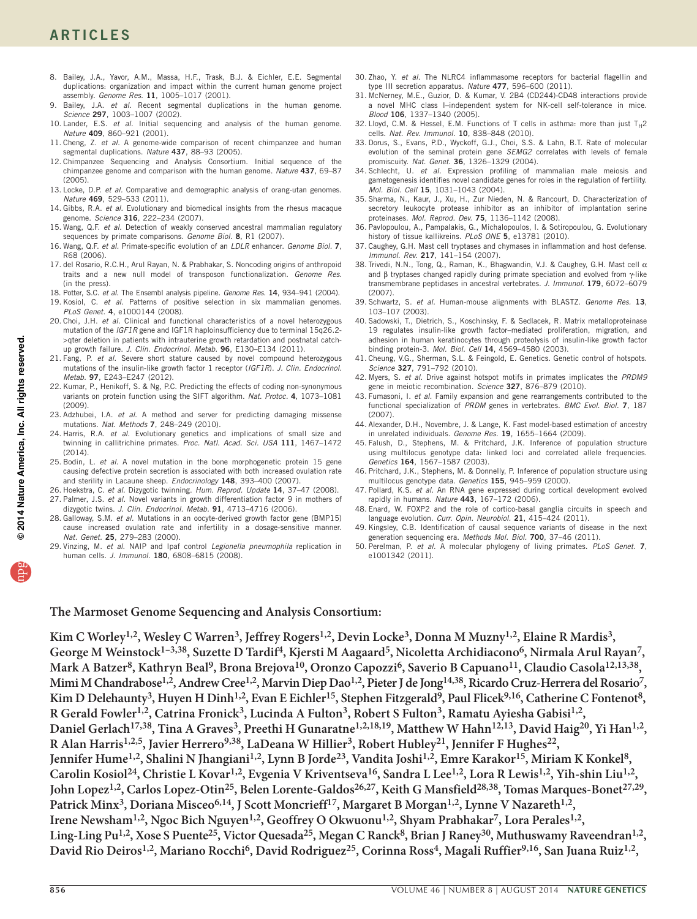8. Bailey, J.A., Yavor, A.M., Massa, H.F., Trask, B.J. & Eichler, E.E. Segmental duplications: organization and impact within the current human genome project assembly. *Genome Res.* **11**, 1005–1017 (2001).
9. Bailey, J.A. *et al.* Recent segmental duplications in the human genome. *Science* **297**, 1003–1007 (2002).
10. Lander, E.S. *et al.* Initial sequencing and analysis of the human genome. *Nature* **409**, 860–921 (2001).
11. Cheng, Z. *et al.* A genome-wide comparison of recent chimpanzee and human segmental duplications. *Nature* **437**, 88–93 (2005).
12. Chimpanzee Sequencing and Analysis Consortium. Initial sequence of the chimpanzee genome and comparison with the human genome. *Nature* **437**, 69–87 (2005).
13. Locke, D.P. *et al.* Comparative and demographic analysis of orang-utan genomes. *Nature* **469**, 529–533 (2011).
14. Gibbs, R.A. *et al.* Evolutionary and biomedical insights from the rhesus macaque genome. *Science* **316**, 222–234 (2007).
15. Wang, Q.F. *et al.* Detection of weakly conserved ancestral mammalian regulatory sequences by primate comparisons. *Genome Biol.* **8**, R1 (2007).
16. Wang, Q.F. *et al.* Primate-specific evolution of an *LDLR* enhancer. *Genome Biol.* **7**, R68 (2006).
17. del Rosario, R.C.H., Arul Rayan, N. & Prabhakar, S. Noncoding origins of anthropoid traits and a new null model of transposon functionalization. *Genome Res.* (in the press).
18. Potter, S.C. *et al.* The Ensembl analysis pipeline. *Genome Res.* **14**, 934–941 (2004).
19. Kosiol, C. *et al.* Patterns of positive selection in six mammalian genomes. *PLoS Genet.* **4**, e1000144 (2008).
20. Choi, J.H. *et al.* Clinical and functional characteristics of a novel heterozygous mutation of the *IGF1R* gene and IGF1R haploinsufficiency due to terminal 15q26.2->qter deletion in patients with intrauterine growth retardation and postnatal catch-up growth failure. *J. Clin. Endocrinol. Metab.* **96**, E130–E134 (2011).
21. Fang, P. *et al.* Severe short stature caused by novel compound heterozygous mutations of the insulin-like growth factor 1 receptor (*IGF1R*). *J. Clin. Endocrinol. Metab.* **97**, E243–E247 (2012).
22. Kumar, P., Henikoff, S. & Ng, P.C. Predicting the effects of coding non-synonymous variants on protein function using the SIFT algorithm. *Nat. Protoc.* **4**, 1073–1081 (2009).
23. Adzhubei, I.A. *et al.* A method and server for predicting damaging missense mutations. *Nat. Methods* **7**, 248–249 (2010).
24. Harris, R.A. *et al.* Evolutionary genetics and implications of small size and twinning in callitrichine primates. *Proc. Natl. Acad. Sci. USA* **111**, 1467–1472 (2014).
25. Bodin, L. *et al.* A novel mutation in the bone morphogenetic protein 15 gene causing defective protein secretion is associated with both increased ovulation rate and sterility in Lacaune sheep. *Endocrinology* **148**, 393–400 (2007).
26. Hoekstra, C. *et al.* Dizygotic twinning. *Hum. Reprod. Update* **14**, 37–47 (2008).
27. Palmer, J.S. *et al.* Novel variants in growth differentiation factor 9 in mothers of dizygotic twins. *J. Clin. Endocrinol. Metab.* **91**, 4713–4716 (2006).
28. Galloway, S.M. *et al.* Mutations in an oocyte-derived growth factor gene (BMP15) cause increased ovulation rate and infertility in a dosage-sensitive manner. *Nat. Genet.* **25**, 279–283 (2000).
29. Vinzing, M. *et al.* NAIP and Ipaf control *Legionella pneumophila* replication in human cells. *J. Immunol.* **180**, 6808–6815 (2008).
30. Zhao, Y. *et al.* The NLRC4 inflammasome receptors for bacterial flagellin and type III secretion apparatus. *Nature* **477**, 596–600 (2011).
31. McNerney, M.E., Guzior, D. & Kumar, V. 2B4 (CD244)-CD48 interactions provide a novel MHC class I–independent system for NK-cell self-tolerance in mice. *Blood* **106**, 1337–1340 (2005).
32. Lloyd, C.M. & Hessel, E.M. Functions of T cells in asthma: more than just $T_H2$ cells. *Nat. Rev. Immunol.* **10**, 838–848 (2010).
33. Dorus, S., Evans, P.D., Wyckoff, G.J., Choi, S.S. & Lahn, B.T. Rate of molecular evolution of the seminal protein gene *SEMG2* correlates with levels of female promiscuity. *Nat. Genet.* **36**, 1326–1329 (2004).
34. Schlecht, U. *et al.* Expression profiling of mammalian male meiosis and gametogenesis identifies novel candidate genes for roles in the regulation of fertility. *Mol. Biol. Cell* **15**, 1031–1043 (2004).
35. Sharma, N., Kaur, J., Xu, H., Zur Nieden, N. & Rancourt, D. Characterization of secretory leukocyte protease inhibitor as an inhibitor of implantation serine proteinases. *Mol. Reprod. Dev.* **75**, 1136–1142 (2008).
36. Pavlopoulou, A., Pampalakis, G., Michalopoulos, I. & Sotiropoulou, G. Evolutionary history of tissue kallikreins. *PLoS ONE* **5**, e13781 (2010).
37. Caughey, G.H. Mast cell tryptases and chymases in inflammation and host defense. *Immunol. Rev.* **217**, 141–154 (2007).
38. Trivedi, N.N., Tong, Q., Raman, K., Bhagwandin, V.J. & Caughey, G.H. Mast cell α and β tryptases changed rapidly during primate speciation and evolved from γ-like transmembrane peptidases in ancestral vertebrates. *J. Immunol.* **179**, 6072–6079 (2007).
39. Schwartz, S. *et al.* Human-mouse alignments with BLASTZ. *Genome Res.* **13**, 103–107 (2003).
40. Sadowski, T., Dietrich, S., Koschinsky, F. & Sedlacek, R. Matrix metalloproteinase 19 regulates insulin-like growth factor–mediated proliferation, migration, and adhesion in human keratinocytes through proteolysis of insulin-like growth factor binding protein-3. *Mol. Biol. Cell* **14**, 4569–4580 (2003).
41. Cheung, V.G., Sherman, S.L. & Feingold, E. Genetics. Genetic control of hotspots. *Science* **327**, 791–792 (2010).
42. Myers, S. *et al.* Drive against hotspot motifs in primates implicates the *PRDM9* gene in meiotic recombination. *Science* **327**, 876–879 (2010).
43. Fumasoni, I. *et al.* Family expansion and gene rearrangements contributed to the functional specialization of *PRDM* genes in vertebrates. *BMC Evol. Biol.* **7**, 187 (2007).
44. Alexander, D.H., Novembre, J. & Lange, K. Fast model-based estimation of ancestry in unrelated individuals. *Genome Res.* **19**, 1655–1664 (2009).
45. Falush, D., Stephens, M. & Pritchard, J.K. Inference of population structure using multilocus genotype data: linked loci and correlated allele frequencies. *Genetics* **164**, 1567–1587 (2003).
46. Pritchard, J.K., Stephens, M. & Donnelly, P. Inference of population structure using multilocus genotype data. *Genetics* **155**, 945–959 (2000).
47. Pollard, K.S. *et al.* An RNA gene expressed during cortical development evolved rapidly in humans. *Nature* **443**, 167–172 (2006).
48. Enard, W. FOXP2 and the role of cortico-basal ganglia circuits in speech and language evolution. *Curr. Opin. Neurobiol.* **21**, 415–424 (2011).
49. Kingsley, C.B. Identification of causal sequence variants of disease in the next generation sequencing era. *Methods Mol. Biol.* **700**, 37–46 (2011).
50. Perelman, P. *et al.* A molecular phylogeny of living primates. *PLoS Genet.* **7**, e1001342 (2011).

## The Marmoset Genome Sequencing and Analysis Consortium:

**Kim C Worley[1,2], Wesley C Warren[3], Jeffrey Rogers[1,2], Devin Locke[3], Donna M Muzny[1,2], Elaine R Mardis[3], George M Weinstock[1–3,38], Suzette D Tardif[4], Kjersti M Aagaard[5], Nicoletta Archidiacono[6], Nirmala Arul Rayan[7], Mark A Batzer[8], Kathryn Beal[9], Brona Brejova[10], Oronzo Capozzi[6], Saverio B Capuano[11], Claudio Casola[12,13,38], Mimi M Chandrabose[1,2], Andrew Cree[1,2], Marvin Diep Dao[1,2], Pieter J de Jong[14,38], Ricardo Cruz-Herrera del Rosario[7], Kim D Delehaunty[3], Huyen H Dinh[1,2], Evan E Eichler[15], Stephen Fitzgerald[9], Paul Flicek[9,16], Catherine C Fontenot[8], R Gerald Fowler[1,2], Catrina Fronick[3], Lucinda A Fulton[3], Robert S Fulton[3], Ramatu Ayiesha Gabisi[1,2], Daniel Gerlach[17,38], Tina A Graves[3], Preethi H Gunaratne[1,2,18,19], Matthew W Hahn[12,13], David Haig[20], Yi Han[1,2], R Alan Harris[1,2,5], Javier Herrero[9,38], LaDeana W Hillier[3], Robert Hubley[21], Jennifer F Hughes[22], Jennifer Hume[1,2], Shalini N Jhangiani[1,2], Lynn B Jorde[23], Vandita Joshi[1,2], Emre Karakor[15], Miriam K Konkel[8], Carolin Kosiol[24], Christie L Kovar[1,2], Evgenia V Kriventseva[16], Sandra L Lee[1,2], Lora R Lewis[1,2], Yih-shin Liu[1,2], John Lopez[1,2], Carlos Lopez-Otin[25], Belen Lorente-Galdos[26,27], Keith G Mansfield[28,38], Tomas Marques-Bonet[27,29], Patrick Minx[3], Doriana Misceo[6,14], J Scott Moncrieff[17], Margaret B Morgan[1,2], Lynne V Nazareth[1,2], Irene Newsham[1,2], Ngoc Bich Nguyen[1,2], Geoffrey O Okwuonu[1,2], Shyam Prabhakar[7], Lora Perales[1,2], Ling-Ling Pu[1,2], Xose S Puente[25], Victor Quesada[25], Megan C Ranck[8], Brian J Raney[30], Muthuswamy Raveendran[1,2], David Rio Deiros[1,2], Mariano Rocchi[6], David Rodriguez[25], Corinna Ross[4], Magali Ruffier[9,16], San Juana Ruiz[1,2],**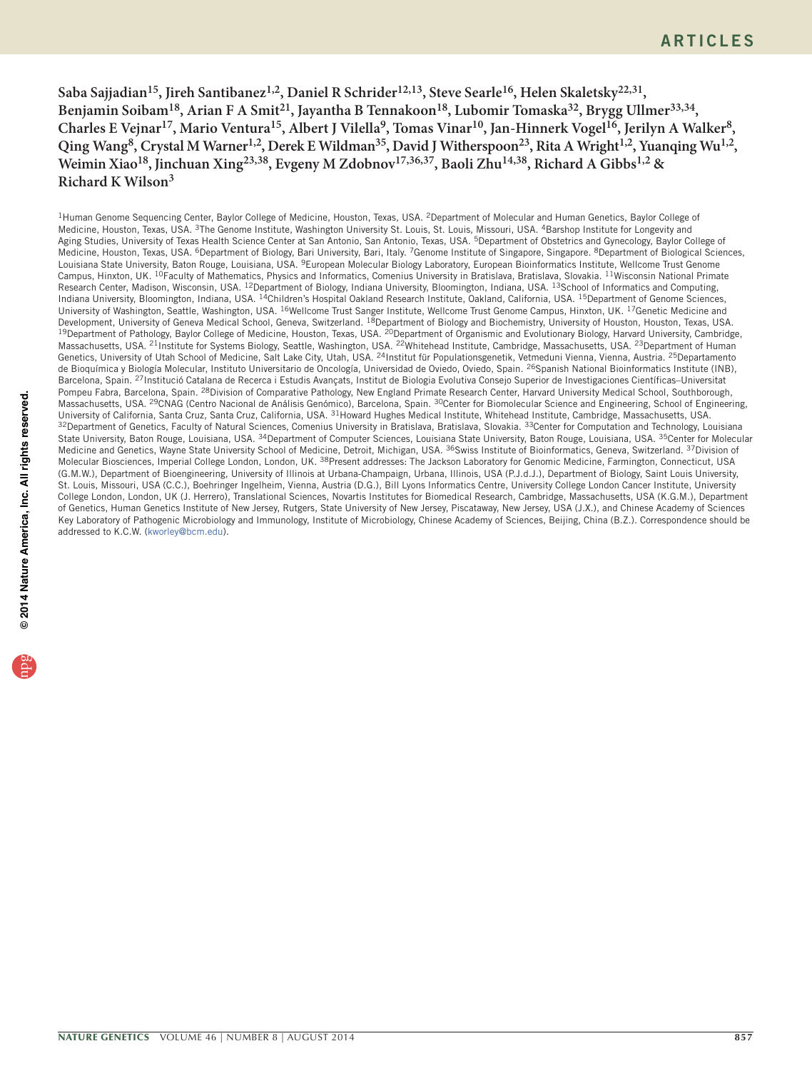Saba Sajjadian[15], Jireh Santibanez[1,2], Daniel R Schrider[12,13], Steve Searle[16], Helen Skaletsky[22,31], Benjamin Soibam[18], Arian F A Smit[21], Jayantha B Tennakoon[18], Lubomir Tomaska[32], Brygg Ullmer[33,34], Charles E Vejnar[17], Mario Ventura[15], Albert J Vilella[9], Tomas Vinar[10], Jan-Hinnerk Vogel[16], Jerilyn A Walker[8], Qing Wang[8], Crystal M Warner[1,2], Derek E Wildman[35], David J Witherspoon[23], Rita A Wright[1,2], Yuanqing Wu[1,2], Weimin Xiao[18], Jinchuan Xing[23,38], Evgeny M Zdobnov[17,36,37], Baoli Zhu[14,38], Richard A Gibbs[1,2] & Richard K Wilson[3]

[1]Human Genome Sequencing Center, Baylor College of Medicine, Houston, Texas, USA. [2]Department of Molecular and Human Genetics, Baylor College of Medicine, Houston, Texas, USA. [3]The Genome Institute, Washington University St. Louis, St. Louis, Missouri, USA. [4]Barshop Institute for Longevity and Aging Studies, University of Texas Health Science Center at San Antonio, San Antonio, Texas, USA. [5]Department of Obstetrics and Gynecology, Baylor College of Medicine, Houston, Texas, USA. [6]Department of Biology, Bari University, Bari, Italy. [7]Genome Institute of Singapore, Singapore. [8]Department of Biological Sciences, Louisiana State University, Baton Rouge, Louisiana, USA. [9]European Molecular Biology Laboratory, European Bioinformatics Institute, Wellcome Trust Genome Campus, Hinxton, UK. [10]Faculty of Mathematics, Physics and Informatics, Comenius University in Bratislava, Bratislava, Slovakia. [11]Wisconsin National Primate Research Center, Madison, Wisconsin, USA. [12]Department of Biology, Indiana University, Bloomington, Indiana, USA. [13]School of Informatics and Computing, Indiana University, Bloomington, Indiana, USA. [14]Children's Hospital Oakland Research Institute, Oakland, California, USA. [15]Department of Genome Sciences, University of Washington, Seattle, Washington, USA. [16]Wellcome Trust Sanger Institute, Wellcome Trust Genome Campus, Hinxton, UK. [17]Genetic Medicine and Development, University of Geneva Medical School, Geneva, Switzerland. [18]Department of Biology and Biochemistry, University of Houston, Houston, Texas, USA. [19]Department of Pathology, Baylor College of Medicine, Houston, Texas, USA. [20]Department of Organismic and Evolutionary Biology, Harvard University, Cambridge, Massachusetts, USA. [21]Institute for Systems Biology, Seattle, Washington, USA. [22]Whitehead Institute, Cambridge, Massachusetts, USA. [23]Department of Human Genetics, University of Utah School of Medicine, Salt Lake City, Utah, USA. [24]Institut für Populationsgenetik, Vetmeduni Vienna, Vienna, Austria. [25]Departamento de Bioquímica y Biología Molecular, Instituto Universitario de Oncología, Universidad de Oviedo, Oviedo, Spain. [26]Spanish National Bioinformatics Institute (INB), Barcelona, Spain. [27]Institució Catalana de Recerca i Estudis Avançats, Institut de Biologia Evolutiva Consejo Superior de Investigaciones Científicas–Universitat Pompeu Fabra, Barcelona, Spain. [28]Division of Comparative Pathology, New England Primate Research Center, Harvard University Medical School, Southborough, Massachusetts, USA. [29]CNAG (Centro Nacional de Análisis Genómico), Barcelona, Spain. [30]Center for Biomolecular Science and Engineering, School of Engineering, University of California, Santa Cruz, Santa Cruz, California, USA. [31]Howard Hughes Medical Institute, Whitehead Institute, Cambridge, Massachusetts, USA. [32]Department of Genetics, Faculty of Natural Sciences, Comenius University in Bratislava, Bratislava, Slovakia. [33]Center for Computation and Technology, Louisiana State University, Baton Rouge, Louisiana, USA. [34]Department of Computer Sciences, Louisiana State University, Baton Rouge, Louisiana, USA. [35]Center for Molecular Medicine and Genetics, Wayne State University School of Medicine, Detroit, Michigan, USA. [36]Swiss Institute of Bioinformatics, Geneva, Switzerland. [37]Division of Molecular Biosciences, Imperial College London, London, UK. [38]Present addresses: The Jackson Laboratory for Genomic Medicine, Farmington, Connecticut, USA (G.M.W.), Department of Bioengineering, University of Illinois at Urbana-Champaign, Urbana, Illinois, USA (P.J.d.J.), Department of Biology, Saint Louis University, St. Louis, Missouri, USA (C.C.), Boehringer Ingelheim, Vienna, Austria (D.G.), Bill Lyons Informatics Centre, University College London Cancer Institute, University College London, London, UK (J. Herrero), Translational Sciences, Novartis Institutes for Biomedical Research, Cambridge, Massachusetts, USA (K.G.M.), Department of Genetics, Human Genetics Institute of New Jersey, Rutgers, State University of New Jersey, Piscataway, New Jersey, USA (J.X.), and Chinese Academy of Sciences Key Laboratory of Pathogenic Microbiology and Immunology, Institute of Microbiology, Chinese Academy of Sciences, Beijing, China (B.Z.). Correspondence should be addressed to K.C.W. (kworley@bcm.edu).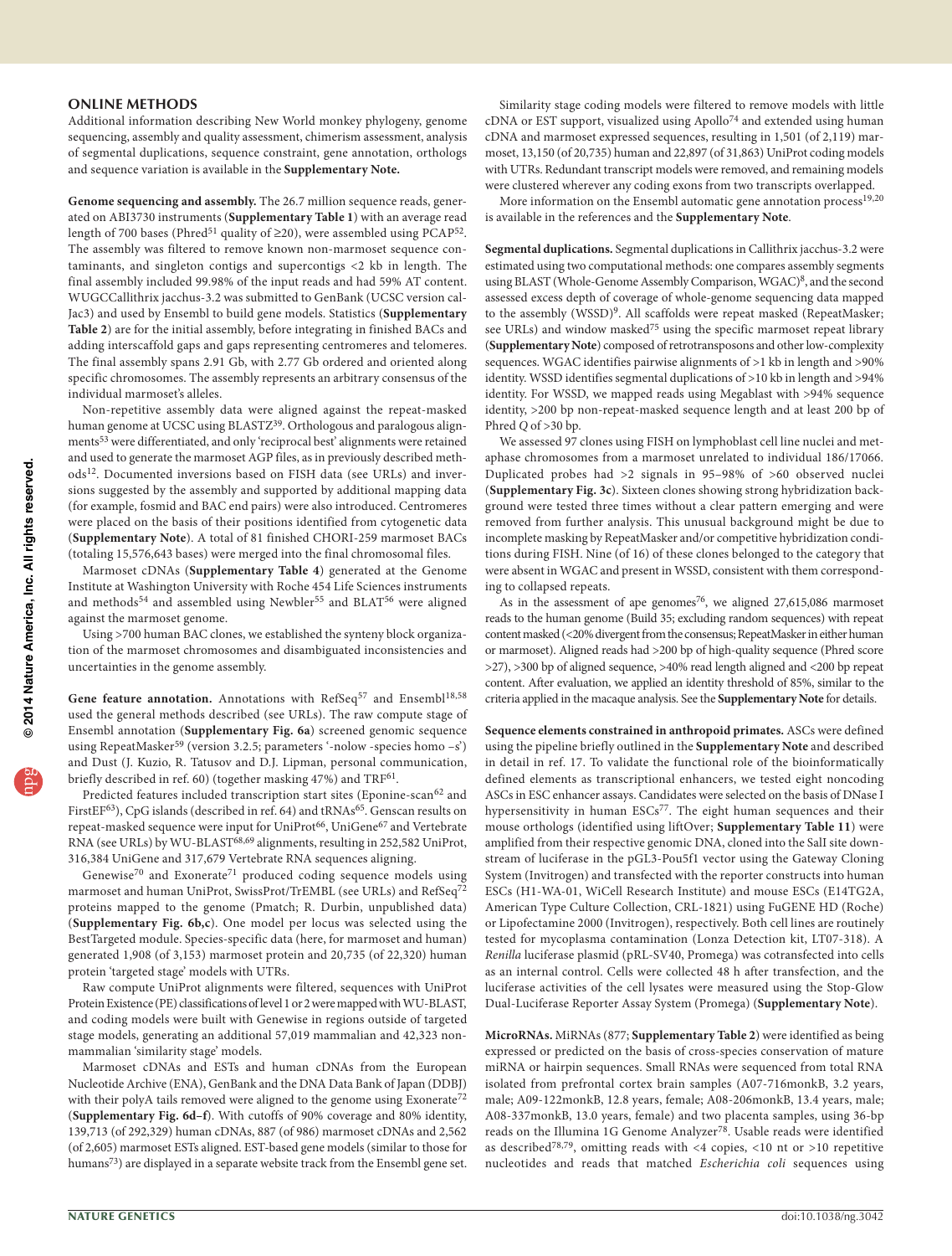## ONLINE METHODS

Additional information describing New World monkey phylogeny, genome sequencing, assembly and quality assessment, chimerism assessment, analysis of segmental duplications, sequence constraint, gene annotation, orthologs and sequence variation is available in the **Supplementary Note.**

**Genome sequencing and assembly.** The 26.7 million sequence reads, generated on ABI3730 instruments (**Supplementary Table 1**) with an average read length of 700 bases (Phred[51] quality of ≥20), were assembled using PCAP[52]. The assembly was filtered to remove known non-marmoset sequence contaminants, and singleton contigs and supercontigs <2 kb in length. The final assembly included 99.98% of the input reads and had 59% AT content. WUGCCallithrix jacchus-3.2 was submitted to GenBank (UCSC version calJac3) and used by Ensembl to build gene models. Statistics (**Supplementary Table 2**) are for the initial assembly, before integrating in finished BACs and adding interscaffold gaps and gaps representing centromeres and telomeres. The final assembly spans 2.91 Gb, with 2.77 Gb ordered and oriented along specific chromosomes. The assembly represents an arbitrary consensus of the individual marmoset's alleles.

Non-repetitive assembly data were aligned against the repeat-masked human genome at UCSC using BLASTZ[39]. Orthologous and paralogous alignments[53] were differentiated, and only 'reciprocal best' alignments were retained and used to generate the marmoset AGP files, as in previously described methods[12]. Documented inversions based on FISH data (see URLs) and inversions suggested by the assembly and supported by additional mapping data (for example, fosmid and BAC end pairs) were also introduced. Centromeres were placed on the basis of their positions identified from cytogenetic data (**Supplementary Note**). A total of 81 finished CHORI-259 marmoset BACs (totaling 15,576,643 bases) were merged into the final chromosomal files.

Marmoset cDNAs (**Supplementary Table 4**) generated at the Genome Institute at Washington University with Roche 454 Life Sciences instruments and methods[54] and assembled using Newbler[55] and BLAT[56] were aligned against the marmoset genome.

Using >700 human BAC clones, we established the synteny block organization of the marmoset chromosomes and disambiguated inconsistencies and uncertainties in the genome assembly.

**Gene feature annotation.** Annotations with RefSeq[57] and Ensembl[18,58] used the general methods described (see URLs). The raw compute stage of Ensembl annotation (**Supplementary Fig. 6a**) screened genomic sequence using RepeatMasker[59] (version 3.2.5; parameters '-nolow -species homo –s') and Dust (J. Kuzio, R. Tatusov and D.J. Lipman, personal communication, briefly described in ref. 60) (together masking 47%) and TRF[61].

Predicted features included transcription start sites (Eponine-scan[62] and FirstEF[63]), CpG islands (described in ref. 64) and tRNAs[65]. Genscan results on repeat-masked sequence were input for UniProt[66], UniGene[67] and Vertebrate RNA (see URLs) by WU-BLAST[68,69] alignments, resulting in 252,582 UniProt, 316,384 UniGene and 317,679 Vertebrate RNA sequences aligning.

Genewise[70] and Exonerate[71] produced coding sequence models using marmoset and human UniProt, SwissProt/TrEMBL (see URLs) and RefSeq[72] proteins mapped to the genome (Pmatch; R. Durbin, unpublished data) (**Supplementary Fig. 6b,c**). One model per locus was selected using the BestTargeted module. Species-specific data (here, for marmoset and human) generated 1,908 (of 3,153) marmoset protein and 20,735 (of 22,320) human protein 'targeted stage' models with UTRs.

Raw compute UniProt alignments were filtered, sequences with UniProt Protein Existence (PE) classifications of level 1 or 2 were mapped with WU-BLAST, and coding models were built with Genewise in regions outside of targeted stage models, generating an additional 57,019 mammalian and 42,323 non-mammalian 'similarity stage' models.

Marmoset cDNAs and ESTs and human cDNAs from the European Nucleotide Archive (ENA), GenBank and the DNA Data Bank of Japan (DDBJ) with their polyA tails removed were aligned to the genome using Exonerate[72] (**Supplementary Fig. 6d–f**). With cutoffs of 90% coverage and 80% identity, 139,713 (of 292,329) human cDNAs, 887 (of 986) marmoset cDNAs and 2,562 (of 2,605) marmoset ESTs aligned. EST-based gene models (similar to those for humans[73]) are displayed in a separate website track from the Ensembl gene set.

Similarity stage coding models were filtered to remove models with little cDNA or EST support, visualized using Apollo[74] and extended using human cDNA and marmoset expressed sequences, resulting in 1,501 (of 2,119) marmoset, 13,150 (of 20,735) human and 22,897 (of 31,863) UniProt coding models with UTRs. Redundant transcript models were removed, and remaining models were clustered wherever any coding exons from two transcripts overlapped.

More information on the Ensembl automatic gene annotation process[19,20] is available in the references and the **Supplementary Note**.

**Segmental duplications.** Segmental duplications in Callithrix jacchus-3.2 were estimated using two computational methods: one compares assembly segments using BLAST (Whole-Genome Assembly Comparison, WGAC)[8], and the second assessed excess depth of coverage of whole-genome sequencing data mapped to the assembly (WSSD)[9]. All scaffolds were repeat masked (RepeatMasker; see URLs) and window masked[75] using the specific marmoset repeat library (**Supplementary Note**) composed of retrotransposons and other low-complexity sequences. WGAC identifies pairwise alignments of >1 kb in length and >90% identity. WSSD identifies segmental duplications of >10 kb in length and >94% identity. For WSSD, we mapped reads using Megablast with >94% sequence identity, >200 bp non-repeat-masked sequence length and at least 200 bp of Phred *Q* of >30 bp.

We assessed 97 clones using FISH on lymphoblast cell line nuclei and metaphase chromosomes from a marmoset unrelated to individual 186/17066. Duplicated probes had >2 signals in 95–98% of >60 observed nuclei (**Supplementary Fig. 3c**). Sixteen clones showing strong hybridization background were tested three times without a clear pattern emerging and were removed from further analysis. This unusual background might be due to incomplete masking by RepeatMasker and/or competitive hybridization conditions during FISH. Nine (of 16) of these clones belonged to the category that were absent in WGAC and present in WSSD, consistent with them corresponding to collapsed repeats.

As in the assessment of ape genomes[76], we aligned 27,615,086 marmoset reads to the human genome (Build 35; excluding random sequences) with repeat content masked (<20% divergent from the consensus; RepeatMasker in either human or marmoset). Aligned reads had >200 bp of high-quality sequence (Phred score >27), >300 bp of aligned sequence, >40% read length aligned and <200 bp repeat content. After evaluation, we applied an identity threshold of 85%, similar to the criteria applied in the macaque analysis. See the **Supplementary Note** for details.

**Sequence elements constrained in anthropoid primates.** ASCs were defined using the pipeline briefly outlined in the **Supplementary Note** and described in detail in ref. 17. To validate the functional role of the bioinformatically defined elements as transcriptional enhancers, we tested eight noncoding ASCs in ESC enhancer assays. Candidates were selected on the basis of DNase I hypersensitivity in human ESCs[77]. The eight human sequences and their mouse orthologs (identified using liftOver; **Supplementary Table 11**) were amplified from their respective genomic DNA, cloned into the SalI site downstream of luciferase in the pGL3-Pou5f1 vector using the Gateway Cloning System (Invitrogen) and transfected with the reporter constructs into human ESCs (H1-WA-01, WiCell Research Institute) and mouse ESCs (E14TG2A, American Type Culture Collection, CRL-1821) using FuGENE HD (Roche) or Lipofectamine 2000 (Invitrogen), respectively. Both cell lines are routinely tested for mycoplasma contamination (Lonza Detection kit, LT07-318). A *Renilla* luciferase plasmid (pRL-SV40, Promega) was cotransfected into cells as an internal control. Cells were collected 48 h after transfection, and the luciferase activities of the cell lysates were measured using the Stop-Glow Dual-Luciferase Reporter Assay System (Promega) (**Supplementary Note**).

**MicroRNAs.** MiRNAs (877; **Supplementary Table 2**) were identified as being expressed or predicted on the basis of cross-species conservation of mature miRNA or hairpin sequences. Small RNAs were sequenced from total RNA isolated from prefrontal cortex brain samples (A07-716monkB, 3.2 years, male; A09-122monkB, 12.8 years, female; A08-206monkB, 13.4 years, male; A08-337monkB, 13.0 years, female) and two placenta samples, using 36-bp reads on the Illumina 1G Genome Analyzer[78]. Usable reads were identified as described[78,79], omitting reads with <4 copies, <10 nt or >10 repetitive nucleotides and reads that matched *Escherichia coli* sequences using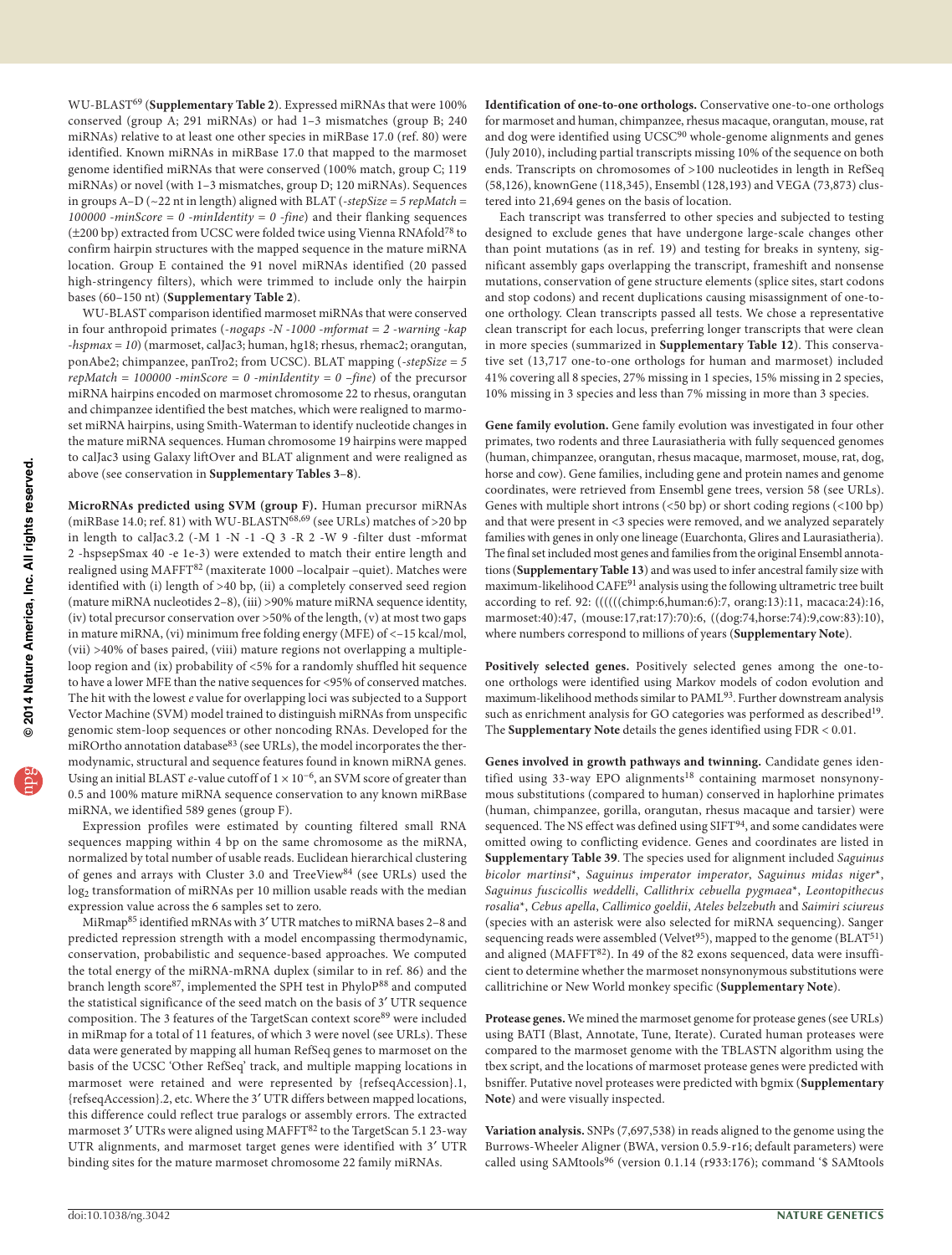WU-BLAST[69] (**Supplementary Table 2**). Expressed miRNAs that were 100% conserved (group A; 291 miRNAs) or had 1–3 mismatches (group B; 240 miRNAs) relative to at least one other species in miRBase 17.0 (ref. 80) were identified. Known miRNAs in miRBase 17.0 that mapped to the marmoset genome identified miRNAs that were conserved (100% match, group C; 119 miRNAs) or novel (with 1–3 mismatches, group D; 120 miRNAs). Sequences in groups A–D (~22 nt in length) aligned with BLAT (*-stepSize = 5 repMatch = 100000 -minScore = 0 -minIdentity = 0 -fine*) and their flanking sequences (±200 bp) extracted from UCSC were folded twice using Vienna RNAfold[78] to confirm hairpin structures with the mapped sequence in the mature miRNA location. Group E contained the 91 novel miRNAs identified (20 passed high-stringency filters), which were trimmed to include only the hairpin bases (60–150 nt) (**Supplementary Table 2**).

WU-BLAST comparison identified marmoset miRNAs that were conserved in four anthropoid primates (*-nogaps -N -1000 -mformat = 2 -warning -kap -hspmax = 10*) (marmoset, calJac3; human, hg18; rhesus, rhemac2; orangutan, ponAbe2; chimpanzee, panTro2; from UCSC). BLAT mapping (*-stepSize = 5 repMatch = 100000 -minScore = 0 -minIdentity = 0 –fine*) of the precursor miRNA hairpins encoded on marmoset chromosome 22 to rhesus, orangutan and chimpanzee identified the best matches, which were realigned to marmoset miRNA hairpins, using Smith-Waterman to identify nucleotide changes in the mature miRNA sequences. Human chromosome 19 hairpins were mapped to calJac3 using Galaxy liftOver and BLAT alignment and were realigned as above (see conservation in **Supplementary Tables 3–8**).

**MicroRNAs predicted using SVM (group F).** Human precursor miRNAs (miRBase 14.0; ref. 81) with WU-BLASTN[68,69] (see URLs) matches of >20 bp in length to calJac3.2 (-M 1 -N -1 -Q 3 -R 2 -W 9 -filter dust -mformat 2 -hspsepSmax 40 -e 1e-3) were extended to match their entire length and realigned using MAFFT[82] (maxiterate 1000 –localpair –quiet). Matches were identified with (i) length of >40 bp, (ii) a completely conserved seed region (mature miRNA nucleotides 2–8), (iii) >90% mature miRNA sequence identity, (iv) total precursor conservation over >50% of the length, (v) at most two gaps in mature miRNA, (vi) minimum free folding energy (MFE) of <–15 kcal/mol, (vii) >40% of bases paired, (viii) mature regions not overlapping a multiple-loop region and (ix) probability of <5% for a randomly shuffled hit sequence to have a lower MFE than the native sequences for <95% of conserved matches. The hit with the lowest *e* value for overlapping loci was subjected to a Support Vector Machine (SVM) model trained to distinguish miRNAs from unspecific genomic stem-loop sequences or other noncoding RNAs. Developed for the miROrtho annotation database[83] (see URLs), the model incorporates the thermodynamic, structural and sequence features found in known miRNA genes. Using an initial BLAST *e*-value cutoff of $1 \times 10^{-6}$, an SVM score of greater than 0.5 and 100% mature miRNA sequence conservation to any known miRBase miRNA, we identified 589 genes (group F).

Expression profiles were estimated by counting filtered small RNA sequences mapping within 4 bp on the same chromosome as the miRNA, normalized by total number of usable reads. Euclidean hierarchical clustering of genes and arrays with Cluster 3.0 and TreeView[84] (see URLs) used the $\log_2$ transformation of miRNAs per 10 million usable reads with the median expression value across the 6 samples set to zero.

MiRmap[85] identified mRNAs with 3′ UTR matches to miRNA bases 2–8 and predicted repression strength with a model encompassing thermodynamic, conservation, probabilistic and sequence-based approaches. We computed the total energy of the miRNA-mRNA duplex (similar to in ref. 86) and the branch length score[87], implemented the SPH test in PhyloP[88] and computed the statistical significance of the seed match on the basis of 3′ UTR sequence composition. The 3 features of the TargetScan context score[89] were included in miRmap for a total of 11 features, of which 3 were novel (see URLs). These data were generated by mapping all human RefSeq genes to marmoset on the basis of the UCSC 'Other RefSeq' track, and multiple mapping locations in marmoset were retained and were represented by {refseqAccession}.1, {refseqAccession}.2, etc. Where the 3′ UTR differs between mapped locations, this difference could reflect true paralogs or assembly errors. The extracted marmoset 3′ UTRs were aligned using MAFFT[82] to the TargetScan 5.1 23-way UTR alignments, and marmoset target genes were identified with 3′ UTR binding sites for the mature marmoset chromosome 22 family miRNAs.

**Identification of one-to-one orthologs.** Conservative one-to-one orthologs for marmoset and human, chimpanzee, rhesus macaque, orangutan, mouse, rat and dog were identified using UCSC[90] whole-genome alignments and genes (July 2010), including partial transcripts missing 10% of the sequence on both ends. Transcripts on chromosomes of >100 nucleotides in length in RefSeq (58,126), knownGene (118,345), Ensembl (128,193) and VEGA (73,873) clustered into 21,694 genes on the basis of location.

Each transcript was transferred to other species and subjected to testing designed to exclude genes that have undergone large-scale changes other than point mutations (as in ref. 19) and testing for breaks in synteny, significant assembly gaps overlapping the transcript, frameshift and nonsense mutations, conservation of gene structure elements (splice sites, start codons and stop codons) and recent duplications causing misassignment of one-to-one orthology. Clean transcripts passed all tests. We chose a representative clean transcript for each locus, preferring longer transcripts that were clean in more species (summarized in **Supplementary Table 12**). This conservative set (13,717 one-to-one orthologs for human and marmoset) included 41% covering all 8 species, 27% missing in 1 species, 15% missing in 2 species, 10% missing in 3 species and less than 7% missing in more than 3 species.

**Gene family evolution.** Gene family evolution was investigated in four other primates, two rodents and three Laurasiatheria with fully sequenced genomes (human, chimpanzee, orangutan, rhesus macaque, marmoset, mouse, rat, dog, horse and cow). Gene families, including gene and protein names and genome coordinates, were retrieved from Ensembl gene trees, version 58 (see URLs). Genes with multiple short introns (<50 bp) or short coding regions (<100 bp) and that were present in <3 species were removed, and we analyzed separately families with genes in only one lineage (Euarchonta, Glires and Laurasiatheria). The final set included most genes and families from the original Ensembl annotations (**Supplementary Table 13**) and was used to infer ancestral family size with maximum-likelihood CAFE[91] analysis using the following ultrametric tree built according to ref. 92: ((((((chimp:6,human:6):7, orang:13):11, macaca:24):16, marmoset:40):47, (mouse:17,rat:17):70):6, ((dog:74,horse:74):9,cow:83):10), where numbers correspond to millions of years (**Supplementary Note**).

**Positively selected genes.** Positively selected genes among the one-to-one orthologs were identified using Markov models of codon evolution and maximum-likelihood methods similar to PAML[93]. Further downstream analysis such as enrichment analysis for GO categories was performed as described[19]. The **Supplementary Note** details the genes identified using FDR < 0.01.

**Genes involved in growth pathways and twinning.** Candidate genes identified using 33-way EPO alignments[18] containing marmoset nonsynonymous substitutions (compared to human) conserved in haplorhine primates (human, chimpanzee, gorilla, orangutan, rhesus macaque and tarsier) were sequenced. The NS effect was defined using SIFT[94], and some candidates were omitted owing to conflicting evidence. Genes and coordinates are listed in **Supplementary Table 39**. The species used for alignment included *Saguinus bicolor martinsi*\*, *Saguinus imperator imperator*, *Saguinus midas niger*\*, *Saguinus fuscicollis weddelli*, *Callithrix cebuella pygmaea*\*, *Leontopithecus rosalia*\*, *Cebus apella*, *Callimico goeldii*, *Ateles belzebuth* and *Saimiri sciureus* (species with an asterisk were also selected for miRNA sequencing). Sanger sequencing reads were assembled (Velvet[95]), mapped to the genome (BLAT[51]) and aligned (MAFFT[82]). In 49 of the 82 exons sequenced, data were insufficient to determine whether the marmoset nonsynonymous substitutions were callitrichine or New World monkey specific (**Supplementary Note**).

**Protease genes.** We mined the marmoset genome for protease genes (see URLs) using BATI (Blast, Annotate, Tune, Iterate). Curated human proteases were compared to the marmoset genome with the TBLASTN algorithm using the tbex script, and the locations of marmoset protease genes were predicted with bsniffer. Putative novel proteases were predicted with bgmix (**Supplementary Note**) and were visually inspected.

**Variation analysis.** SNPs (7,697,538) in reads aligned to the genome using the Burrows-Wheeler Aligner (BWA, version 0.5.9-r16; default parameters) were called using SAMtools[96] (version 0.1.14 (r933:176); command '$ SAMtools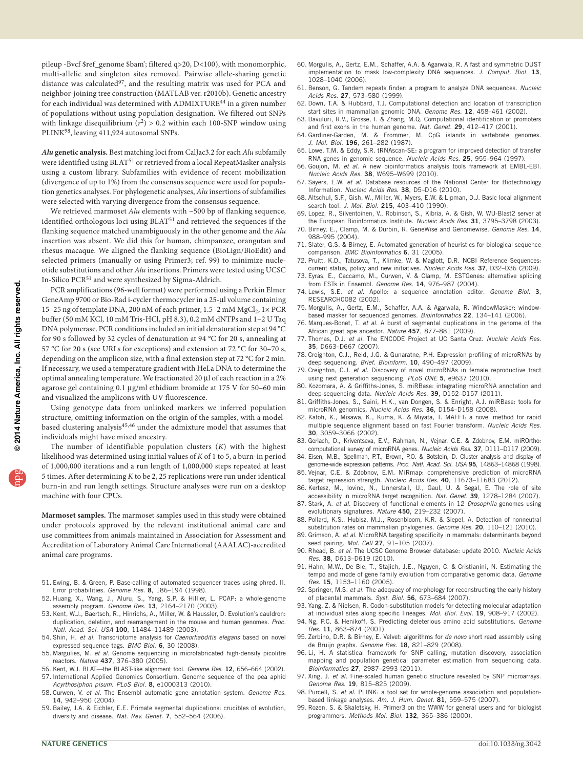pileup -Bvcf $ref_genome $bam'; filtered q>20, D<100), with monomorphic, multi-allelic and singleton sites removed. Pairwise allele-sharing genetic distance was calculated[97], and the resulting matrix was used for PCA and neighbor-joining tree construction (MATLAB ver. r2010b). Genetic ancestry for each individual was determined with ADMIXTURE[44] in a given number of populations without using population designation. We filtered out SNPs with linkage disequilibrium ($r^2$) > 0.2 within each 100-SNP window using PLINK[98], leaving 411,924 autosomal SNPs.

***Alu* genetic analysis.** Best matching loci from CalJac3.2 for each *Alu* subfamily were identified using BLAT[51] or retrieved from a local RepeatMasker analysis using a custom library. Subfamilies with evidence of recent mobilization (divergence of up to 1%) from the consensus sequence were used for population genetics analyses. For phylogenetic analyses, *Alu* insertions of subfamilies were selected with varying divergence from the consensus sequence.

We retrieved marmoset *Alu* elements with ~500 bp of flanking sequence, identified orthologous loci using BLAT[51] and retrieved the sequences if the flanking sequence matched unambiguously in the other genome and the *Alu* insertion was absent. We did this for human, chimpanzee, orangutan and rhesus macaque. We aligned the flanking sequence (BioLign/BioEdit) and selected primers (manually or using Primer3; ref. 99) to minimize nucleotide substitutions and other *Alu* insertions. Primers were tested using UCSC In-Silico PCR[51] and were synthesized by Sigma-Aldrich.

PCR amplifications (96-well format) were performed using a Perkin Elmer GeneAmp 9700 or Bio-Rad i-cycler thermocycler in a 25-µl volume containing 15–25 ng of template DNA, 200 nM of each primer, 1.5–2 mM $MgCl_2$, 1× PCR buffer (50 mM KCl, 10 mM Tris-HCl, pH 8.3), 0.2 mM dNTPs and 1–2 U Taq DNA polymerase. PCR conditions included an initial denaturation step at 94 °C for 90 s followed by 32 cycles of denaturation at 94 °C for 20 s, annealing at 57 °C for 20 s (see URLs for exceptions) and extension at 72 °C for 30–70 s, depending on the amplicon size, with a final extension step at 72 °C for 2 min. If necessary, we used a temperature gradient with HeLa DNA to determine the optimal annealing temperature. We fractionated 20 µl of each reaction in a 2% agarose gel containing 0.1 µg/ml ethidium bromide at 175 V for 50–60 min and visualized the amplicons with UV fluorescence.

Using genotype data from unlinked markers we inferred population structure, omitting information on the origin of the samples, with a model-based clustering analysis[45,46] under the admixture model that assumes that individuals might have mixed ancestry.

The number of identifiable population clusters (*K*) with the highest likelihood was determined using initial values of *K* of 1 to 5, a burn-in period of 1,000,000 iterations and a run length of 1,000,000 steps repeated at least 5 times. After determining *K* to be 2, 25 replications were run under identical burn-in and run length settings. Structure analyses were run on a desktop machine with four CPUs.

**Marmoset samples.** The marmoset samples used in this study were obtained under protocols approved by the relevant institutional animal care and use committees from animals maintained in Association for Assessment and Accreditation of Laboratory Animal Care International (AAALAC)-accredited animal care programs.

51. Ewing, B. & Green, P. Base-calling of automated sequencer traces using phred. II. Error probabilities. *Genome Res.* **8**, 186–194 (1998).
52. Huang, X., Wang, J., Aluru, S., Yang, S.P. & Hillier, L. PCAP: a whole-genome assembly program. *Genome Res.* **13**, 2164–2170 (2003).
53. Kent, W.J., Baertsch, R., Hinrichs, A., Miller, W. & Haussler, D. Evolution's cauldron: duplication, deletion, and rearrangement in the mouse and human genomes. *Proc. Natl. Acad. Sci. USA* **100**, 11484–11489 (2003).
54. Shin, H. *et al.* Transcriptome analysis for *Caenorhabditis elegans* based on novel expressed sequence tags. *BMC Biol.* **6**, 30 (2008).
55. Margulies, M. *et al.* Genome sequencing in microfabricated high-density picolitre reactors. *Nature* **437**, 376–380 (2005).
56. Kent, W.J. BLAT—the BLAST-like alignment tool. *Genome Res.* **12**, 656–664 (2002).
57. International Applied Genomics Consortium. Genome sequence of the pea aphid *Acyrthosiphon pisum*. *PLoS Biol.* **8**, e1000313 (2010).
58. Curwen, V. *et al.* The Ensembl automatic gene annotation system. *Genome Res.* **14**, 942–950 (2004).
59. Bailey, J.A. & Eichler, E.E. Primate segmental duplications: crucibles of evolution, diversity and disease. *Nat. Rev. Genet.* **7**, 552–564 (2006).
60. Morgulis, A., Gertz, E.M., Schaffer, A.A. & Agarwala, R. A fast and symmetric DUST implementation to mask low-complexity DNA sequences. *J. Comput. Biol.* **13**, 1028–1040 (2006).
61. Benson, G. Tandem repeats finder: a program to analyze DNA sequences. *Nucleic Acids Res.* **27**, 573–580 (1999).
62. Down, T.A. & Hubbard, T.J. Computational detection and location of transcription start sites in mammalian genomic DNA. *Genome Res.* **12**, 458–461 (2002).
63. Davuluri, R.V., Grosse, I. & Zhang, M.Q. Computational identification of promoters and first exons in the human genome. *Nat. Genet.* **29**, 412–417 (2001).
64. Gardiner-Garden, M. & Frommer, M. CpG islands in vertebrate genomes. *J. Mol. Biol.* **196**, 261–282 (1987).
65. Lowe, T.M. & Eddy, S.R. tRNAscan-SE: a program for improved detection of transfer RNA genes in genomic sequence. *Nucleic Acids Res.* **25**, 955–964 (1997).
66. Goujon, M. *et al.* A new bioinformatics analysis tools framework at EMBL-EBI. *Nucleic Acids Res.* **38**, W695–W699 (2010).
67. Sayers, E.W. *et al.* Database resources of the National Center for Biotechnology Information. *Nucleic Acids Res.* **38**, D5–D16 (2010).
68. Altschul, S.F., Gish, W., Miller, W., Myers, E.W. & Lipman, D.J. Basic local alignment search tool. *J. Mol. Biol.* **215**, 403–410 (1990).
69. Lopez, R., Silventoinen, V., Robinson, S., Kibria, A. & Gish, W. WU-Blast2 server at the European Bioinformatics Institute. *Nucleic Acids Res.* **31**, 3795–3798 (2003).
70. Birney, E., Clamp, M. & Durbin, R. GeneWise and Genomewise. *Genome Res.* **14**, 988–995 (2004).
71. Slater, G.S. & Birney, E. Automated generation of heuristics for biological sequence comparison. *BMC Bioinformatics* **6**, 31 (2005).
72. Pruitt, K.D., Tatusova, T., Klimke, W. & Maglott, D.R. NCBI Reference Sequences: current status, policy and new initiatives. *Nucleic Acids Res.* **37**, D32–D36 (2009).
73. Eyras, E., Caccamo, M., Curwen, V. & Clamp, M. ESTGenes: alternative splicing from ESTs in Ensembl. *Genome Res.* **14**, 976–987 (2004).
74. Lewis, S.E. *et al.* Apollo: a sequence annotation editor. *Genome Biol.* **3**, RESEARCH0082 (2002).
75. Morgulis, A., Gertz, E.M., Schaffer, A.A. & Agarwala, R. WindowMasker: window-based masker for sequenced genomes. *Bioinformatics* **22**, 134–141 (2006).
76. Marques-Bonet, T. *et al.* A burst of segmental duplications in the genome of the African great ape ancestor. *Nature* **457**, 877–881 (2009).
77. Thomas, D.J. *et al.* The ENCODE Project at UC Santa Cruz. *Nucleic Acids Res.* **35**, D663–D667 (2007).
78. Creighton, C.J., Reid, J.G. & Gunaratne, P.H. Expression profiling of microRNAs by deep sequencing. *Brief. Bioinform.* **10**, 490–497 (2009).
79. Creighton, C.J. *et al.* Discovery of novel microRNAs in female reproductive tract using next generation sequencing. *PLoS ONE* **5**, e9637 (2010).
80. Kozomara, A. & Griffiths-Jones, S. miRBase: integrating microRNA annotation and deep-sequencing data. *Nucleic Acids Res.* **39**, D152–D157 (2011).
81. Griffiths-Jones, S., Saini, H.K., van Dongen, S. & Enright, A.J. miRBase: tools for microRNA genomics. *Nucleic Acids Res.* **36**, D154–D158 (2008).
82. Katoh, K., Misawa, K., Kuma, K. & Miyata, T. MAFFT: a novel method for rapid multiple sequence alignment based on fast Fourier transform. *Nucleic Acids Res.* **30**, 3059–3066 (2002).
83. Gerlach, D., Kriventseva, E.V., Rahman, N., Vejnar, C.E. & Zdobnov, E.M. miROrtho: computational survey of microRNA genes. *Nucleic Acids Res.* **37**, D111–D117 (2009).
84. Eisen, M.B., Spellman, P.T., Brown, P.O. & Botstein, D. Cluster analysis and display of genome-wide expression patterns. *Proc. Natl. Acad. Sci. USA* **95**, 14863–14868 (1998).
85. Vejnar, C.E. & Zdobnov, E.M. MiRmap: comprehensive prediction of microRNA target repression strength. *Nucleic Acids Res.* **40**, 11673–11683 (2012).
86. Kertesz, M., Iovino, N., Unnerstall, U., Gaul, U. & Segal, E. The role of site accessibility in microRNA target recognition. *Nat. Genet.* **39**, 1278–1284 (2007).
87. Stark, A. *et al.* Discovery of functional elements in 12 *Drosophila* genomes using evolutionary signatures. *Nature* **450**, 219–232 (2007).
88. Pollard, K.S., Hubisz, M.J., Rosenbloom, K.R. & Siepel, A. Detection of nonneutral substitution rates on mammalian phylogenies. *Genome Res.* **20**, 110–121 (2010).
89. Grimson, A. *et al.* MicroRNA targeting specificity in mammals: determinants beyond seed pairing. *Mol. Cell* **27**, 91–105 (2007).
90. Rhead, B. *et al.* The UCSC Genome Browser database: update 2010. *Nucleic Acids Res.* **38**, D613–D619 (2010).
91. Hahn, M.W., De Bie, T., Stajich, J.E., Nguyen, C. & Cristianini, N. Estimating the tempo and mode of gene family evolution from comparative genomic data. *Genome Res.* **15**, 1153–1160 (2005).
92. Springer, M.S. *et al.* The adequacy of morphology for reconstructing the early history of placental mammals. *Syst. Biol.* **56**, 673–684 (2007).
93. Yang, Z. & Nielsen, R. Codon-substitution models for detecting molecular adaptation at individual sites along specific lineages. *Mol. Biol. Evol.* **19**, 908–917 (2002).
94. Ng, P.C. & Henikoff, S. Predicting deleterious amino acid substitutions. *Genome Res.* **11**, 863–874 (2001).
95. Zerbino, D.R. & Birney, E. Velvet: algorithms for *de novo* short read assembly using de Bruijn graphs. *Genome Res.* **18**, 821–829 (2008).
96. Li, H. A statistical framework for SNP calling, mutation discovery, association mapping and population genetical parameter estimation from sequencing data. *Bioinformatics* **27**, 2987–2993 (2011).
97. Xing, J. *et al.* Fine-scaled human genetic structure revealed by SNP microarrays. *Genome Res.* **19**, 815–825 (2009).
98. Purcell, S. *et al.* PLINK: a tool set for whole-genome association and population-based linkage analyses. *Am. J. Hum. Genet.* **81**, 559–575 (2007).
99. Rozen, S. & Skaletsky, H. Primer3 on the WWW for general users and for biologist programmers. *Methods Mol. Biol.* **132**, 365–386 (2000).